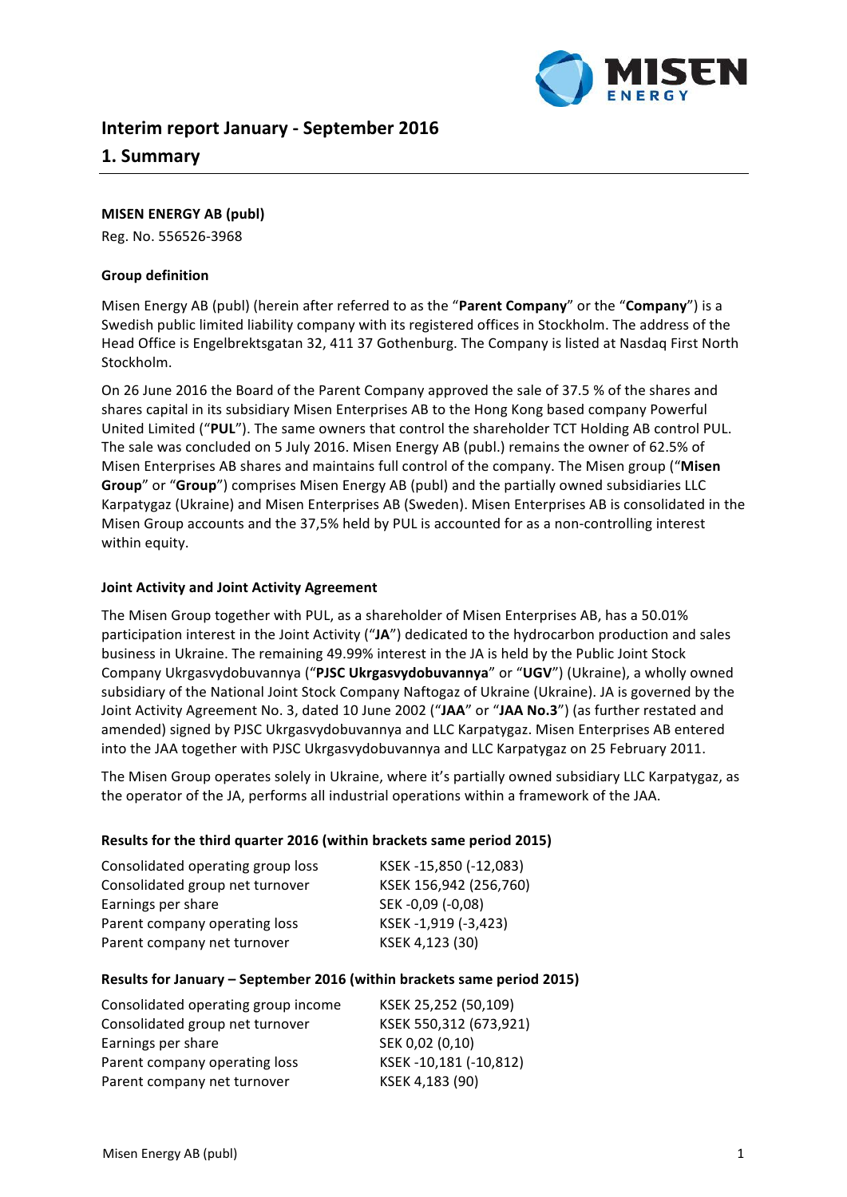# Interim report January - September 2016

## 1. Summary

**MISEN ENERGY AB (publ)**

Reg. No. 556526-3968

**Group definition**

Misen Energy AB (publ) (herein after referred to as the "**Parent Company**" or the "**Company**") is a Swedish public limited liability company with its registered offices in Stockholm. The address of the Head Office is Engelbrektsgatan 32, 411 37 Gothenburg. The Company is listed at Nasdaq First North Stockholm.

On 26 June 2016 the Board of the Parent Company approved the sale of 37.5 % of the shares and shares capital in its subsidiary Misen Enterprises AB to the Hong Kong based company Powerful United Limited ("**PUL**"). The same owners that control the shareholder TCT Holding AB control PUL. The sale was concluded on 5 July 2016. Misen Energy AB (publ.) remains the owner of 62.5% of Misen Enterprises AB shares and maintains full control of the company. The Misen group ("**Misen Group**" or "**Group**") comprises Misen Energy AB (publ) and the partially owned subsidiaries LLC Karpatygaz (Ukraine) and Misen Enterprises AB (Sweden). Misen Enterprises AB is consolidated in the Misen Group accounts and the 37,5% held by PUL is accounted for as a non-controlling interest within equity.

**Joint Activity and Joint Activity Agreement**

The Misen Group together with PUL, as a shareholder of Misen Enterprises AB, has a 50.01% participation interest in the Joint Activity ("**JA**") dedicated to the hydrocarbon production and sales business in Ukraine. The remaining 49.99% interest in the JA is held by the Public Joint Stock Company Ukrgasvydobuvannya ("**PJSC Ukrgasvydobuvannya**" or "**UGV**") (Ukraine), a wholly owned subsidiary of the National Joint Stock Company Naftogaz of Ukraine (Ukraine). JA is governed by the Joint Activity Agreement No. 3, dated 10 June 2002 ("**JAA**" or "**JAA No.3**") (as further restated and amended) signed by PJSC Ukrgasvydobuvannya and LLC Karpatygaz. Misen Enterprises AB entered into the JAA together with PJSC Ukrgasvydobuvannya and LLC Karpatygaz on 25 February 2011.

The Misen Group operates solely in Ukraine, where it's partially owned subsidiary LLC Karpatygaz, as the operator of the JA, performs all industrial operations within a framework of the JAA.

**Results for the third quarter 2016 (within brackets same period 2015)**

| | |
|---|---|
| Consolidated operating group loss | KSEK -15,850 (-12,083) |
| Consolidated group net turnover | KSEK 156,942 (256,760) |
| Earnings per share | SEK -0,09 (-0,08) |
| Parent company operating loss | KSEK -1,919 (-3,423) |
| Parent company net turnover | KSEK 4,123 (30) |

**Results for January – September 2016 (within brackets same period 2015)**

| | |
|---|---|
| Consolidated operating group income | KSEK 25,252 (50,109) |
| Consolidated group net turnover | KSEK 550,312 (673,921) |
| Earnings per share | SEK 0,02 (0,10) |
| Parent company operating loss | KSEK -10,181 (-10,812) |
| Parent company net turnover | KSEK 4,183 (90) |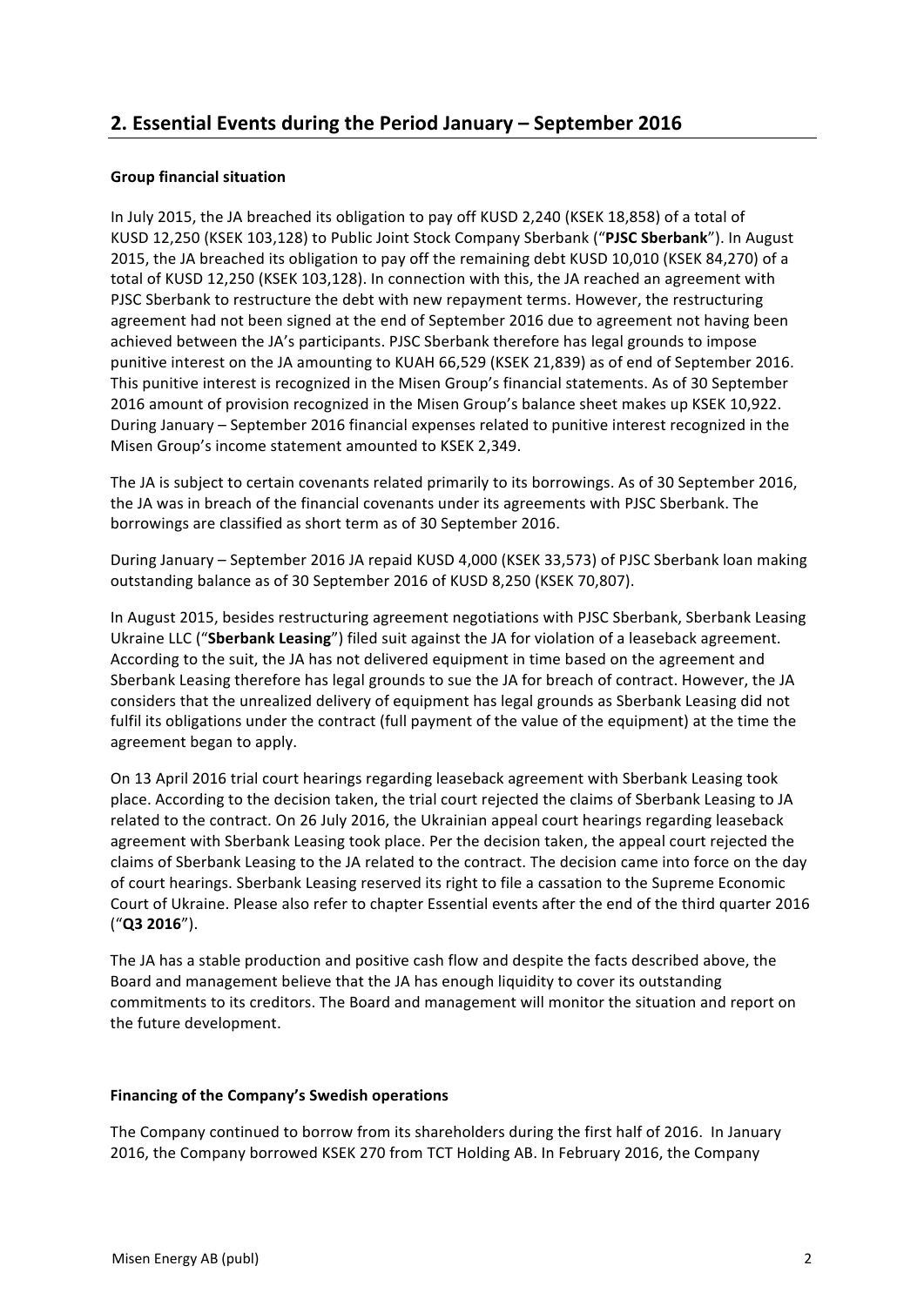## 2. Essential Events during the Period January – September 2016

**Group financial situation**

In July 2015, the JA breached its obligation to pay off KUSD 2,240 (KSEK 18,858) of a total of KUSD 12,250 (KSEK 103,128) to Public Joint Stock Company Sberbank ("**PJSC Sberbank**"). In August 2015, the JA breached its obligation to pay off the remaining debt KUSD 10,010 (KSEK 84,270) of a total of KUSD 12,250 (KSEK 103,128). In connection with this, the JA reached an agreement with PJSC Sberbank to restructure the debt with new repayment terms. However, the restructuring agreement had not been signed at the end of September 2016 due to agreement not having been achieved between the JA's participants. PJSC Sberbank therefore has legal grounds to impose punitive interest on the JA amounting to KUAH 66,529 (KSEK 21,839) as of end of September 2016. This punitive interest is recognized in the Misen Group's financial statements. As of 30 September 2016 amount of provision recognized in the Misen Group's balance sheet makes up KSEK 10,922. During January – September 2016 financial expenses related to punitive interest recognized in the Misen Group's income statement amounted to KSEK 2,349.

The JA is subject to certain covenants related primarily to its borrowings. As of 30 September 2016, the JA was in breach of the financial covenants under its agreements with PJSC Sberbank. The borrowings are classified as short term as of 30 September 2016.

During January – September 2016 JA repaid KUSD 4,000 (KSEK 33,573) of PJSC Sberbank loan making outstanding balance as of 30 September 2016 of KUSD 8,250 (KSEK 70,807).

In August 2015, besides restructuring agreement negotiations with PJSC Sberbank, Sberbank Leasing Ukraine LLC ("**Sberbank Leasing**") filed suit against the JA for violation of a leaseback agreement. According to the suit, the JA has not delivered equipment in time based on the agreement and Sberbank Leasing therefore has legal grounds to sue the JA for breach of contract. However, the JA considers that the unrealized delivery of equipment has legal grounds as Sberbank Leasing did not fulfil its obligations under the contract (full payment of the value of the equipment) at the time the agreement began to apply.

On 13 April 2016 trial court hearings regarding leaseback agreement with Sberbank Leasing took place. According to the decision taken, the trial court rejected the claims of Sberbank Leasing to JA related to the contract. On 26 July 2016, the Ukrainian appeal court hearings regarding leaseback agreement with Sberbank Leasing took place. Per the decision taken, the appeal court rejected the claims of Sberbank Leasing to the JA related to the contract. The decision came into force on the day of court hearings. Sberbank Leasing reserved its right to file a cassation to the Supreme Economic Court of Ukraine. Please also refer to chapter Essential events after the end of the third quarter 2016 ("**Q3 2016**").

The JA has a stable production and positive cash flow and despite the facts described above, the Board and management believe that the JA has enough liquidity to cover its outstanding commitments to its creditors. The Board and management will monitor the situation and report on the future development.

**Financing of the Company's Swedish operations**

The Company continued to borrow from its shareholders during the first half of 2016. In January 2016, the Company borrowed KSEK 270 from TCT Holding AB. In February 2016, the Company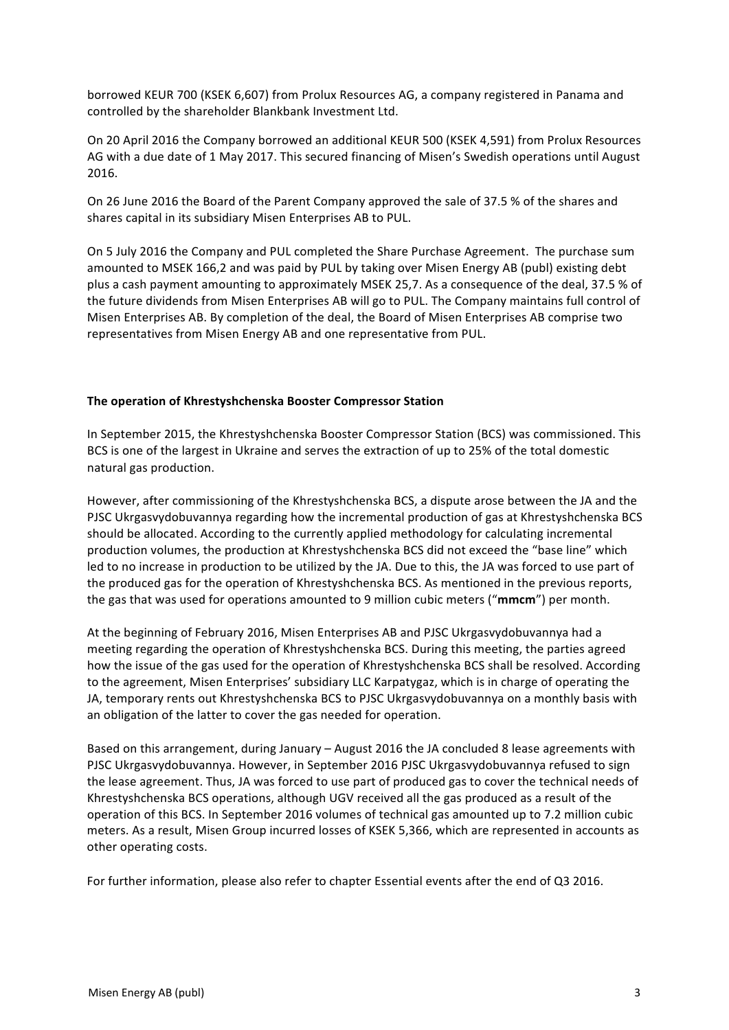borrowed KEUR 700 (KSEK 6,607) from Prolux Resources AG, a company registered in Panama and controlled by the shareholder Blankbank Investment Ltd.

On 20 April 2016 the Company borrowed an additional KEUR 500 (KSEK 4,591) from Prolux Resources AG with a due date of 1 May 2017. This secured financing of Misen's Swedish operations until August 2016.

On 26 June 2016 the Board of the Parent Company approved the sale of 37.5 % of the shares and shares capital in its subsidiary Misen Enterprises AB to PUL.

On 5 July 2016 the Company and PUL completed the Share Purchase Agreement. The purchase sum amounted to MSEK 166,2 and was paid by PUL by taking over Misen Energy AB (publ) existing debt plus a cash payment amounting to approximately MSEK 25,7. As a consequence of the deal, 37.5 % of the future dividends from Misen Enterprises AB will go to PUL. The Company maintains full control of Misen Enterprises AB. By completion of the deal, the Board of Misen Enterprises AB comprise two representatives from Misen Energy AB and one representative from PUL.

**The operation of Khrestyshchenska Booster Compressor Station**

In September 2015, the Khrestyshchenska Booster Compressor Station (BCS) was commissioned. This BCS is one of the largest in Ukraine and serves the extraction of up to 25% of the total domestic natural gas production.

However, after commissioning of the Khrestyshchenska BCS, a dispute arose between the JA and the PJSC Ukrgasvydobuvannya regarding how the incremental production of gas at Khrestyshchenska BCS should be allocated. According to the currently applied methodology for calculating incremental production volumes, the production at Khrestyshchenska BCS did not exceed the "base line" which led to no increase in production to be utilized by the JA. Due to this, the JA was forced to use part of the produced gas for the operation of Khrestyshchenska BCS. As mentioned in the previous reports, the gas that was used for operations amounted to 9 million cubic meters ("**mmcm**") per month.

At the beginning of February 2016, Misen Enterprises AB and PJSC Ukrgasvydobuvannya had a meeting regarding the operation of Khrestyshchenska BCS. During this meeting, the parties agreed how the issue of the gas used for the operation of Khrestyshchenska BCS shall be resolved. According to the agreement, Misen Enterprises' subsidiary LLC Karpatygaz, which is in charge of operating the JA, temporary rents out Khrestyshchenska BCS to PJSC Ukrgasvydobuvannya on a monthly basis with an obligation of the latter to cover the gas needed for operation.

Based on this arrangement, during January – August 2016 the JA concluded 8 lease agreements with PJSC Ukrgasvydobuvannya. However, in September 2016 PJSC Ukrgasvydobuvannya refused to sign the lease agreement. Thus, JA was forced to use part of produced gas to cover the technical needs of Khrestyshchenska BCS operations, although UGV received all the gas produced as a result of the operation of this BCS. In September 2016 volumes of technical gas amounted up to 7.2 million cubic meters. As a result, Misen Group incurred losses of KSEK 5,366, which are represented in accounts as other operating costs.

For further information, please also refer to chapter Essential events after the end of Q3 2016.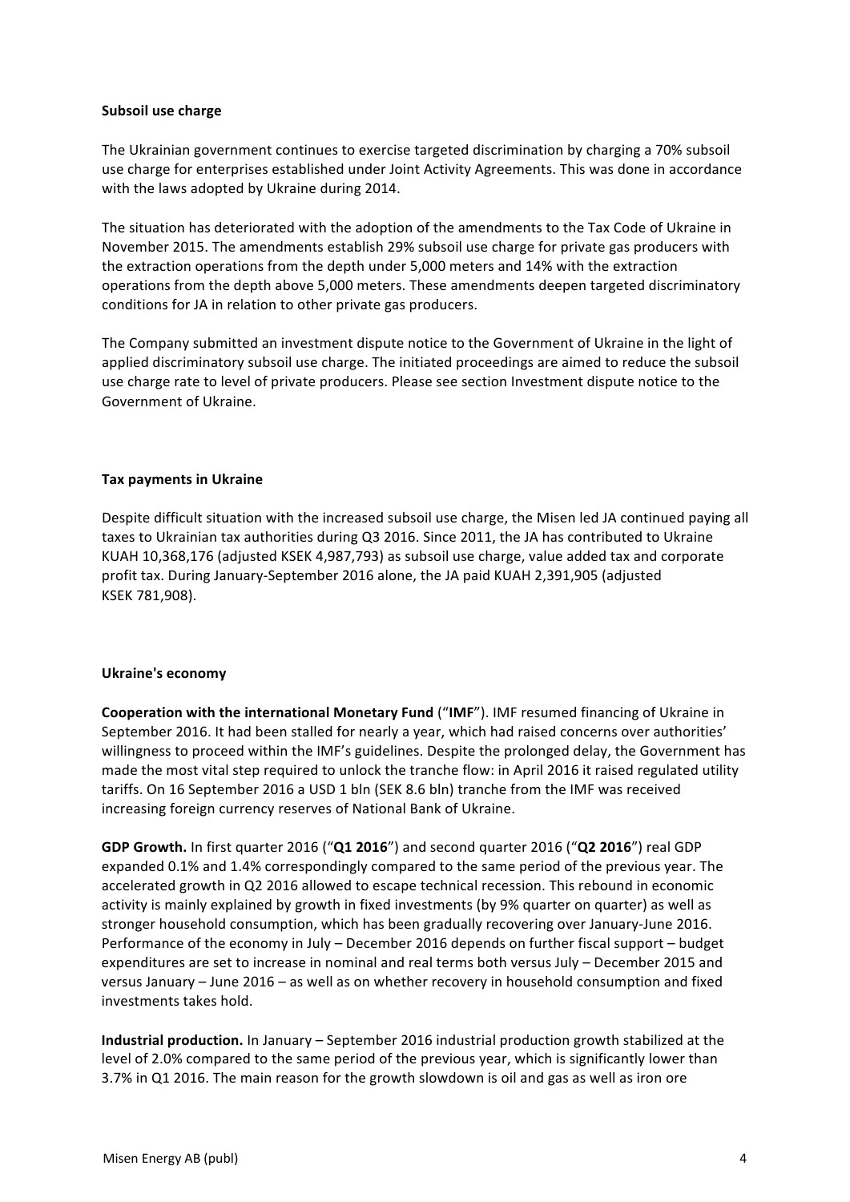**Subsoil use charge**

The Ukrainian government continues to exercise targeted discrimination by charging a 70% subsoil use charge for enterprises established under Joint Activity Agreements. This was done in accordance with the laws adopted by Ukraine during 2014.

The situation has deteriorated with the adoption of the amendments to the Tax Code of Ukraine in November 2015. The amendments establish 29% subsoil use charge for private gas producers with the extraction operations from the depth under 5,000 meters and 14% with the extraction operations from the depth above 5,000 meters. These amendments deepen targeted discriminatory conditions for JA in relation to other private gas producers.

The Company submitted an investment dispute notice to the Government of Ukraine in the light of applied discriminatory subsoil use charge. The initiated proceedings are aimed to reduce the subsoil use charge rate to level of private producers. Please see section Investment dispute notice to the Government of Ukraine.

**Tax payments in Ukraine**

Despite difficult situation with the increased subsoil use charge, the Misen led JA continued paying all taxes to Ukrainian tax authorities during Q3 2016. Since 2011, the JA has contributed to Ukraine KUAH 10,368,176 (adjusted KSEK 4,987,793) as subsoil use charge, value added tax and corporate profit tax. During January-September 2016 alone, the JA paid KUAH 2,391,905 (adjusted KSEK 781,908).

**Ukraine's economy**

**Cooperation with the international Monetary Fund** ("**IMF**"). IMF resumed financing of Ukraine in September 2016. It had been stalled for nearly a year, which had raised concerns over authorities' willingness to proceed within the IMF's guidelines. Despite the prolonged delay, the Government has made the most vital step required to unlock the tranche flow: in April 2016 it raised regulated utility tariffs. On 16 September 2016 a USD 1 bln (SEK 8.6 bln) tranche from the IMF was received increasing foreign currency reserves of National Bank of Ukraine.

**GDP Growth.** In first quarter 2016 ("**Q1 2016**") and second quarter 2016 ("**Q2 2016**") real GDP expanded 0.1% and 1.4% correspondingly compared to the same period of the previous year. The accelerated growth in Q2 2016 allowed to escape technical recession. This rebound in economic activity is mainly explained by growth in fixed investments (by 9% quarter on quarter) as well as stronger household consumption, which has been gradually recovering over January-June 2016. Performance of the economy in July – December 2016 depends on further fiscal support – budget expenditures are set to increase in nominal and real terms both versus July – December 2015 and versus January – June 2016 – as well as on whether recovery in household consumption and fixed investments takes hold.

**Industrial production.** In January – September 2016 industrial production growth stabilized at the level of 2.0% compared to the same period of the previous year, which is significantly lower than 3.7% in Q1 2016. The main reason for the growth slowdown is oil and gas as well as iron ore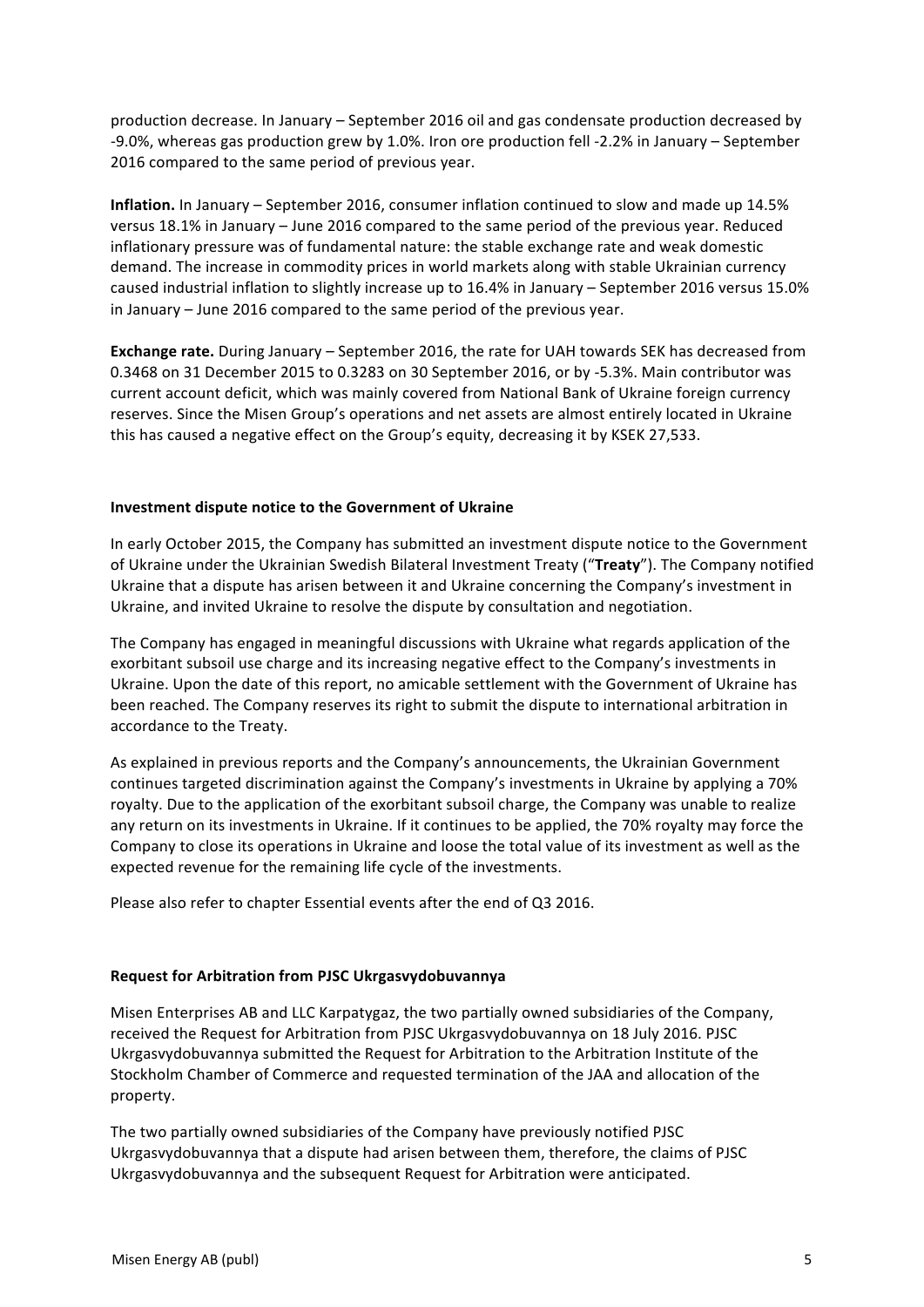production decrease. In January – September 2016 oil and gas condensate production decreased by -9.0%, whereas gas production grew by 1.0%. Iron ore production fell -2.2% in January – September 2016 compared to the same period of previous year.

**Inflation.** In January – September 2016, consumer inflation continued to slow and made up 14.5% versus 18.1% in January – June 2016 compared to the same period of the previous year. Reduced inflationary pressure was of fundamental nature: the stable exchange rate and weak domestic demand. The increase in commodity prices in world markets along with stable Ukrainian currency caused industrial inflation to slightly increase up to 16.4% in January – September 2016 versus 15.0% in January – June 2016 compared to the same period of the previous year.

**Exchange rate.** During January – September 2016, the rate for UAH towards SEK has decreased from 0.3468 on 31 December 2015 to 0.3283 on 30 September 2016, or by -5.3%. Main contributor was current account deficit, which was mainly covered from National Bank of Ukraine foreign currency reserves. Since the Misen Group's operations and net assets are almost entirely located in Ukraine this has caused a negative effect on the Group's equity, decreasing it by KSEK 27,533.

## Investment dispute notice to the Government of Ukraine

In early October 2015, the Company has submitted an investment dispute notice to the Government of Ukraine under the Ukrainian Swedish Bilateral Investment Treaty ("**Treaty**"). The Company notified Ukraine that a dispute has arisen between it and Ukraine concerning the Company's investment in Ukraine, and invited Ukraine to resolve the dispute by consultation and negotiation.

The Company has engaged in meaningful discussions with Ukraine what regards application of the exorbitant subsoil use charge and its increasing negative effect to the Company's investments in Ukraine. Upon the date of this report, no amicable settlement with the Government of Ukraine has been reached. The Company reserves its right to submit the dispute to international arbitration in accordance to the Treaty.

As explained in previous reports and the Company's announcements, the Ukrainian Government continues targeted discrimination against the Company's investments in Ukraine by applying a 70% royalty. Due to the application of the exorbitant subsoil charge, the Company was unable to realize any return on its investments in Ukraine. If it continues to be applied, the 70% royalty may force the Company to close its operations in Ukraine and loose the total value of its investment as well as the expected revenue for the remaining life cycle of the investments.

Please also refer to chapter Essential events after the end of Q3 2016.

## Request for Arbitration from PJSC Ukrgasvydobuvannya

Misen Enterprises AB and LLC Karpatygaz, the two partially owned subsidiaries of the Company, received the Request for Arbitration from PJSC Ukrgasvydobuvannya on 18 July 2016. PJSC Ukrgasvydobuvannya submitted the Request for Arbitration to the Arbitration Institute of the Stockholm Chamber of Commerce and requested termination of the JAA and allocation of the property.

The two partially owned subsidiaries of the Company have previously notified PJSC Ukrgasvydobuvannya that a dispute had arisen between them, therefore, the claims of PJSC Ukrgasvydobuvannya and the subsequent Request for Arbitration were anticipated.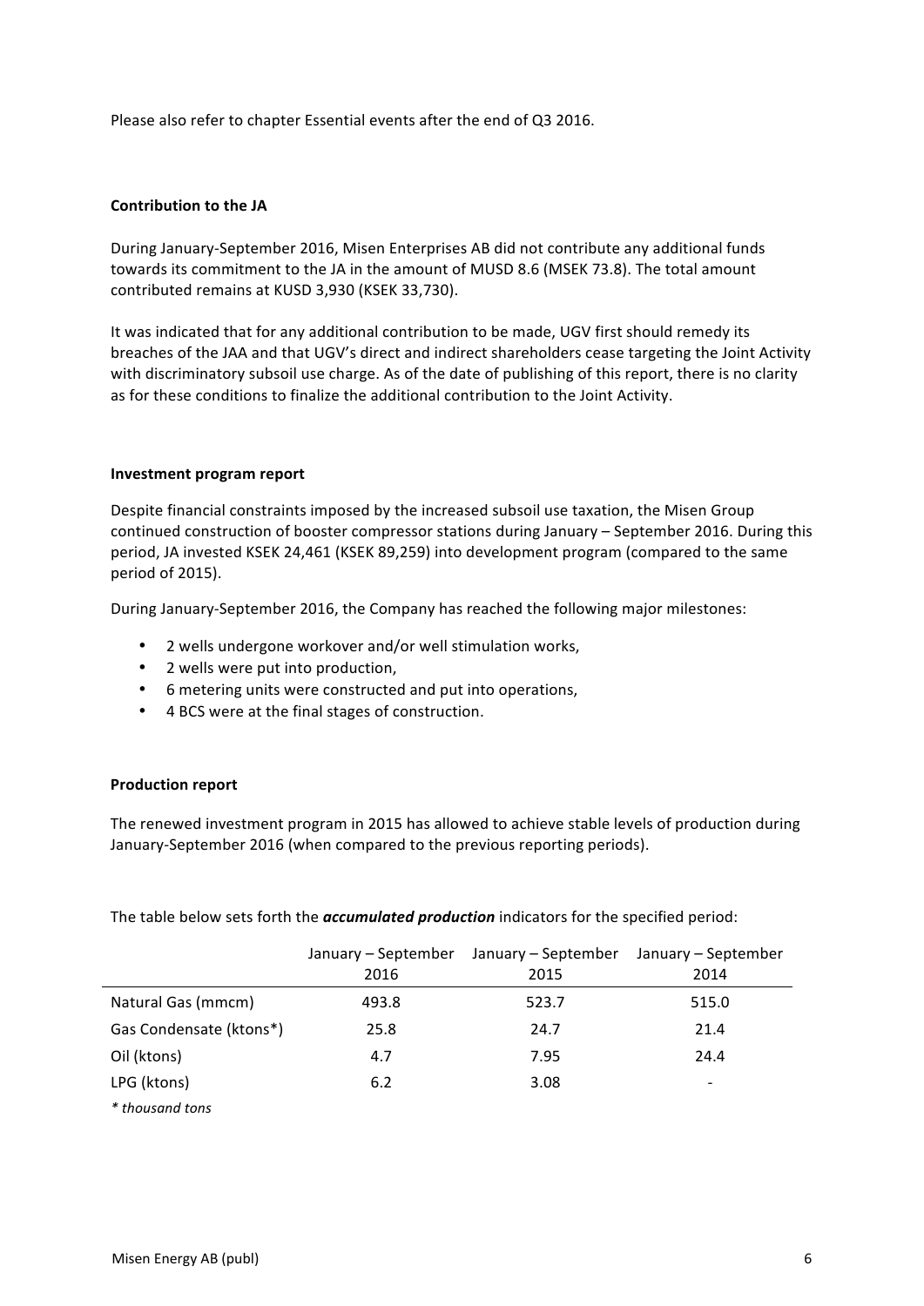Please also refer to chapter Essential events after the end of Q3 2016.

**Contribution to the JA**

During January-September 2016, Misen Enterprises AB did not contribute any additional funds towards its commitment to the JA in the amount of MUSD 8.6 (MSEK 73.8). The total amount contributed remains at KUSD 3,930 (KSEK 33,730).

It was indicated that for any additional contribution to be made, UGV first should remedy its breaches of the JAA and that UGV's direct and indirect shareholders cease targeting the Joint Activity with discriminatory subsoil use charge. As of the date of publishing of this report, there is no clarity as for these conditions to finalize the additional contribution to the Joint Activity.

**Investment program report**

Despite financial constraints imposed by the increased subsoil use taxation, the Misen Group continued construction of booster compressor stations during January – September 2016. During this period, JA invested KSEK 24,461 (KSEK 89,259) into development program (compared to the same period of 2015).

During January-September 2016, the Company has reached the following major milestones:

- 2 wells undergone workover and/or well stimulation works,
- 2 wells were put into production,
- 6 metering units were constructed and put into operations,
- 4 BCS were at the final stages of construction.

**Production report**

The renewed investment program in 2015 has allowed to achieve stable levels of production during January-September 2016 (when compared to the previous reporting periods).

The table below sets forth the ***accumulated production*** indicators for the specified period:

| | January – September 2016 | January – September 2015 | January – September 2014 |
|---|---|---|---|
| Natural Gas (mmcm) | 493.8 | 523.7 | 515.0 |
| Gas Condensate (ktons*) | 25.8 | 24.7 | 21.4 |
| Oil (ktons) | 4.7 | 7.95 | 24.4 |
| LPG (ktons) | 6.2 | 3.08 | - |

*\* thousand tons*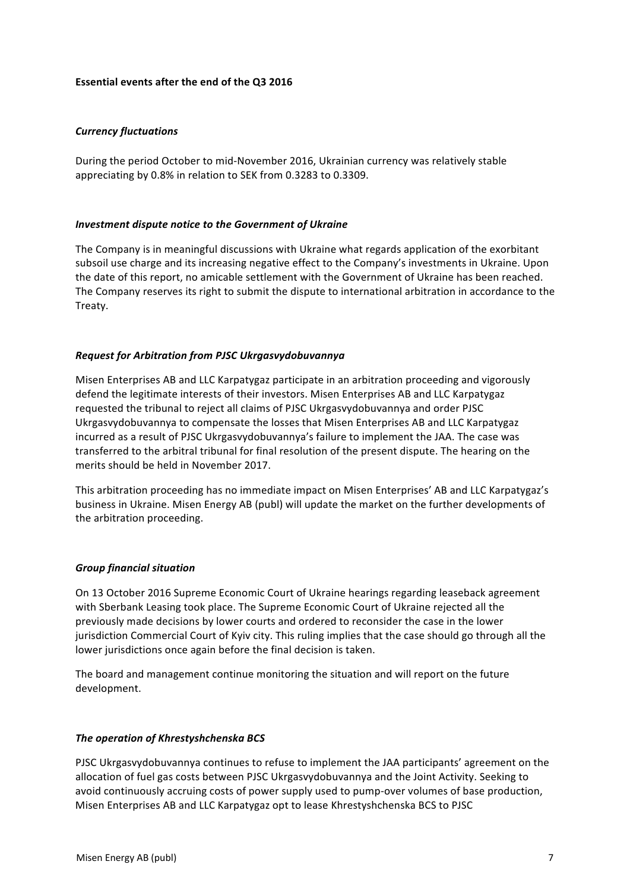**Essential events after the end of the Q3 2016**

***Currency fluctuations***

During the period October to mid-November 2016, Ukrainian currency was relatively stable appreciating by 0.8% in relation to SEK from 0.3283 to 0.3309.

***Investment dispute notice to the Government of Ukraine***

The Company is in meaningful discussions with Ukraine what regards application of the exorbitant subsoil use charge and its increasing negative effect to the Company's investments in Ukraine. Upon the date of this report, no amicable settlement with the Government of Ukraine has been reached. The Company reserves its right to submit the dispute to international arbitration in accordance to the Treaty.

***Request for Arbitration from PJSC Ukrgasvydobuvannya***

Misen Enterprises AB and LLC Karpatygaz participate in an arbitration proceeding and vigorously defend the legitimate interests of their investors. Misen Enterprises AB and LLC Karpatygaz requested the tribunal to reject all claims of PJSC Ukrgasvydobuvannya and order PJSC Ukrgasvydobuvannya to compensate the losses that Misen Enterprises AB and LLC Karpatygaz incurred as a result of PJSC Ukrgasvydobuvannya's failure to implement the JAA. The case was transferred to the arbitral tribunal for final resolution of the present dispute. The hearing on the merits should be held in November 2017.

This arbitration proceeding has no immediate impact on Misen Enterprises' AB and LLC Karpatygaz's business in Ukraine. Misen Energy AB (publ) will update the market on the further developments of the arbitration proceeding.

***Group financial situation***

On 13 October 2016 Supreme Economic Court of Ukraine hearings regarding leaseback agreement with Sberbank Leasing took place. The Supreme Economic Court of Ukraine rejected all the previously made decisions by lower courts and ordered to reconsider the case in the lower jurisdiction Commercial Court of Kyiv city. This ruling implies that the case should go through all the lower jurisdictions once again before the final decision is taken.

The board and management continue monitoring the situation and will report on the future development.

***The operation of Khrestyshchenska BCS***

PJSC Ukrgasvydobuvannya continues to refuse to implement the JAA participants' agreement on the allocation of fuel gas costs between PJSC Ukrgasvydobuvannya and the Joint Activity. Seeking to avoid continuously accruing costs of power supply used to pump-over volumes of base production, Misen Enterprises AB and LLC Karpatygaz opt to lease Khrestyshchenska BCS to PJSC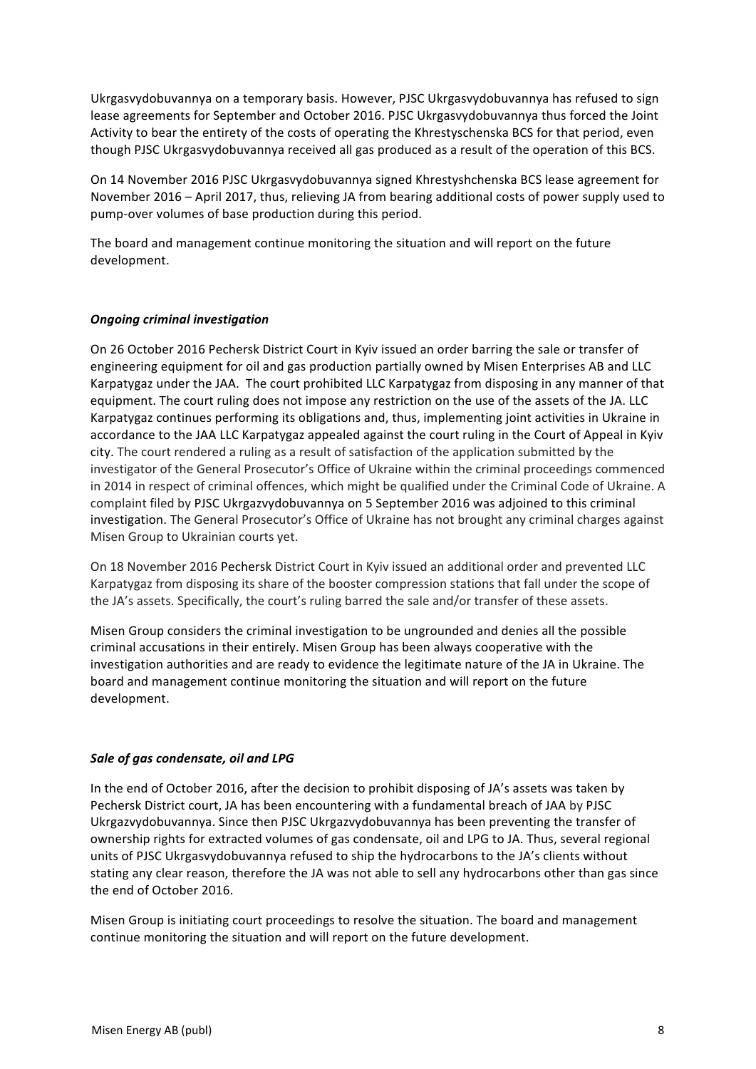Ukrgasvydobuvannya on a temporary basis. However, PJSC Ukrgasvydobuvannya has refused to sign lease agreements for September and October 2016. PJSC Ukrgasvydobuvannya thus forced the Joint Activity to bear the entirety of the costs of operating the Khrestyschenska BCS for that period, even though PJSC Ukrgasvydobuvannya received all gas produced as a result of the operation of this BCS.

On 14 November 2016 PJSC Ukrgasvydobuvannya signed Khrestyshchenska BCS lease agreement for November 2016 – April 2017, thus, relieving JA from bearing additional costs of power supply used to pump-over volumes of base production during this period.

The board and management continue monitoring the situation and will report on the future development.

***Ongoing criminal investigation***

On 26 October 2016 Pechersk District Court in Kyiv issued an order barring the sale or transfer of engineering equipment for oil and gas production partially owned by Misen Enterprises AB and LLC Karpatygaz under the JAA. The court prohibited LLC Karpatygaz from disposing in any manner of that equipment. The court ruling does not impose any restriction on the use of the assets of the JA. LLC Karpatygaz continues performing its obligations and, thus, implementing joint activities in Ukraine in accordance to the JAA LLC Karpatygaz appealed against the court ruling in the Court of Appeal in Kyiv city. The court rendered a ruling as a result of satisfaction of the application submitted by the investigator of the General Prosecutor's Office of Ukraine within the criminal proceedings commenced in 2014 in respect of criminal offences, which might be qualified under the Criminal Code of Ukraine. A complaint filed by PJSC Ukrgazvydobuvannya on 5 September 2016 was adjoined to this criminal investigation. The General Prosecutor's Office of Ukraine has not brought any criminal charges against Misen Group to Ukrainian courts yet.

On 18 November 2016 Pechersk District Court in Kyiv issued an additional order and prevented LLC Karpatygaz from disposing its share of the booster compression stations that fall under the scope of the JA's assets. Specifically, the court's ruling barred the sale and/or transfer of these assets.

Misen Group considers the criminal investigation to be ungrounded and denies all the possible criminal accusations in their entirely. Misen Group has been always cooperative with the investigation authorities and are ready to evidence the legitimate nature of the JA in Ukraine. The board and management continue monitoring the situation and will report on the future development.

***Sale of gas condensate, oil and LPG***

In the end of October 2016, after the decision to prohibit disposing of JA's assets was taken by Pechersk District court, JA has been encountering with a fundamental breach of JAA by PJSC Ukrgazvydobuvannya. Since then PJSC Ukrgazvydobuvannya has been preventing the transfer of ownership rights for extracted volumes of gas condensate, oil and LPG to JA. Thus, several regional units of PJSC Ukrgasvydobuvannya refused to ship the hydrocarbons to the JA's clients without stating any clear reason, therefore the JA was not able to sell any hydrocarbons other than gas since the end of October 2016.

Misen Group is initiating court proceedings to resolve the situation. The board and management continue monitoring the situation and will report on the future development.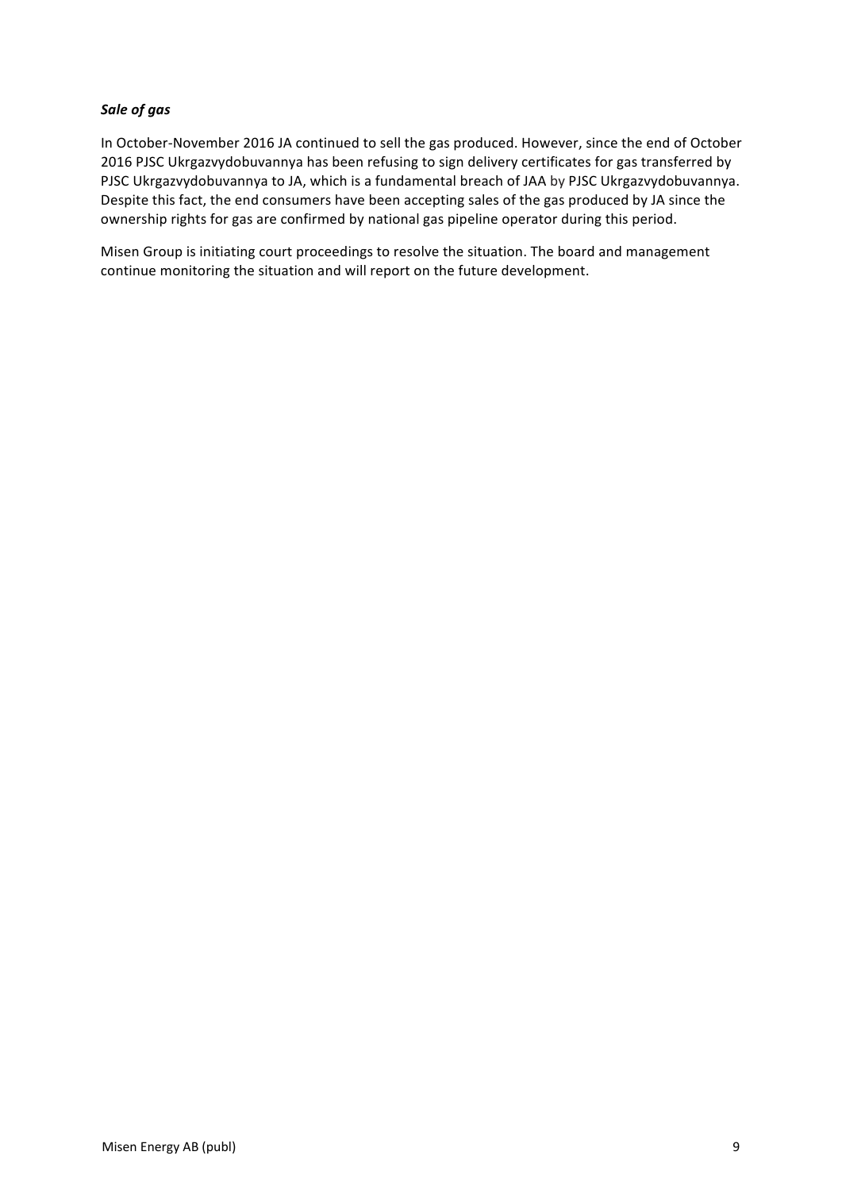***Sale of gas***

In October-November 2016 JA continued to sell the gas produced. However, since the end of October 2016 PJSC Ukrgazvydobuvannya has been refusing to sign delivery certificates for gas transferred by PJSC Ukrgazvydobuvannya to JA, which is a fundamental breach of JAA by PJSC Ukrgazvydobuvannya. Despite this fact, the end consumers have been accepting sales of the gas produced by JA since the ownership rights for gas are confirmed by national gas pipeline operator during this period.

Misen Group is initiating court proceedings to resolve the situation. The board and management continue monitoring the situation and will report on the future development.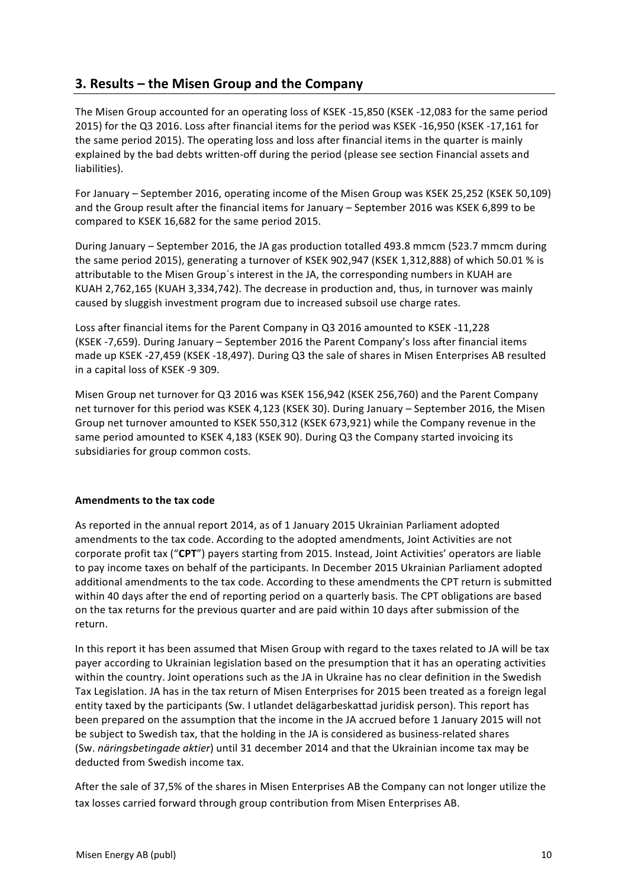## 3. Results – the Misen Group and the Company

The Misen Group accounted for an operating loss of KSEK -15,850 (KSEK -12,083 for the same period 2015) for the Q3 2016. Loss after financial items for the period was KSEK -16,950 (KSEK -17,161 for the same period 2015). The operating loss and loss after financial items in the quarter is mainly explained by the bad debts written-off during the period (please see section Financial assets and liabilities).

For January – September 2016, operating income of the Misen Group was KSEK 25,252 (KSEK 50,109) and the Group result after the financial items for January – September 2016 was KSEK 6,899 to be compared to KSEK 16,682 for the same period 2015.

During January – September 2016, the JA gas production totalled 493.8 mmcm (523.7 mmcm during the same period 2015), generating a turnover of KSEK 902,947 (KSEK 1,312,888) of which 50.01 % is attributable to the Misen Group´s interest in the JA, the corresponding numbers in KUAH are KUAH 2,762,165 (KUAH 3,334,742). The decrease in production and, thus, in turnover was mainly caused by sluggish investment program due to increased subsoil use charge rates.

Loss after financial items for the Parent Company in Q3 2016 amounted to KSEK -11,228 (KSEK -7,659). During January – September 2016 the Parent Company's loss after financial items made up KSEK -27,459 (KSEK -18,497). During Q3 the sale of shares in Misen Enterprises AB resulted in a capital loss of KSEK -9 309.

Misen Group net turnover for Q3 2016 was KSEK 156,942 (KSEK 256,760) and the Parent Company net turnover for this period was KSEK 4,123 (KSEK 30). During January – September 2016, the Misen Group net turnover amounted to KSEK 550,312 (KSEK 673,921) while the Company revenue in the same period amounted to KSEK 4,183 (KSEK 90). During Q3 the Company started invoicing its subsidiaries for group common costs.

**Amendments to the tax code**

As reported in the annual report 2014, as of 1 January 2015 Ukrainian Parliament adopted amendments to the tax code. According to the adopted amendments, Joint Activities are not corporate profit tax ("**CPT**") payers starting from 2015. Instead, Joint Activities' operators are liable to pay income taxes on behalf of the participants. In December 2015 Ukrainian Parliament adopted additional amendments to the tax code. According to these amendments the CPT return is submitted within 40 days after the end of reporting period on a quarterly basis. The CPT obligations are based on the tax returns for the previous quarter and are paid within 10 days after submission of the return.

In this report it has been assumed that Misen Group with regard to the taxes related to JA will be tax payer according to Ukrainian legislation based on the presumption that it has an operating activities within the country. Joint operations such as the JA in Ukraine has no clear definition in the Swedish Tax Legislation. JA has in the tax return of Misen Enterprises for 2015 been treated as a foreign legal entity taxed by the participants (Sw. I utlandet delägarbeskattad juridisk person). This report has been prepared on the assumption that the income in the JA accrued before 1 January 2015 will not be subject to Swedish tax, that the holding in the JA is considered as business-related shares (Sw. *näringsbetingade aktier*) until 31 december 2014 and that the Ukrainian income tax may be deducted from Swedish income tax.

After the sale of 37,5% of the shares in Misen Enterprises AB the Company can not longer utilize the tax losses carried forward through group contribution from Misen Enterprises AB.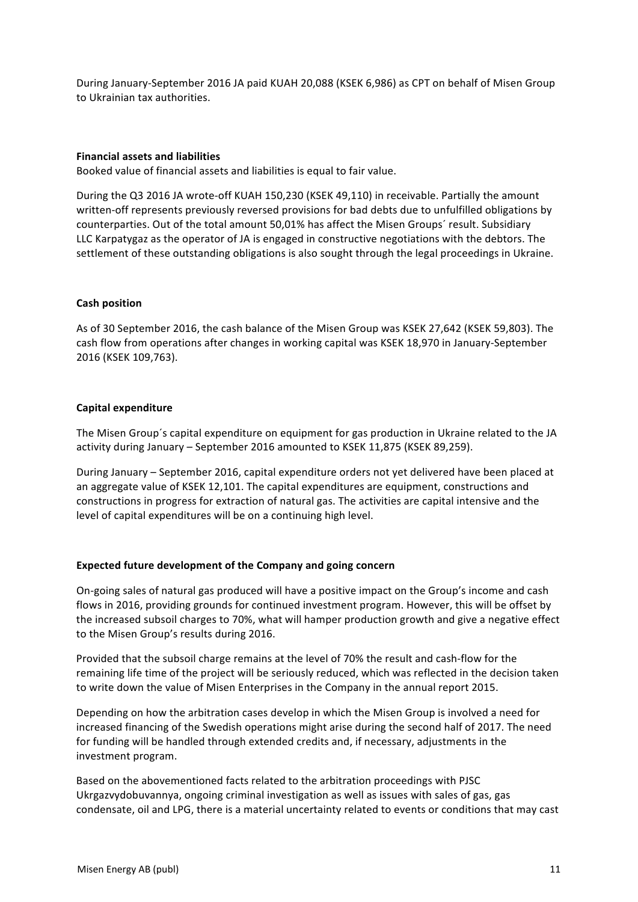During January-September 2016 JA paid KUAH 20,088 (KSEK 6,986) as CPT on behalf of Misen Group to Ukrainian tax authorities.

**Financial assets and liabilities**

Booked value of financial assets and liabilities is equal to fair value.

During the Q3 2016 JA wrote-off KUAH 150,230 (KSEK 49,110) in receivable. Partially the amount written-off represents previously reversed provisions for bad debts due to unfulfilled obligations by counterparties. Out of the total amount 50,01% has affect the Misen Groups´ result. Subsidiary LLC Karpatygaz as the operator of JA is engaged in constructive negotiations with the debtors. The settlement of these outstanding obligations is also sought through the legal proceedings in Ukraine.

**Cash position**

As of 30 September 2016, the cash balance of the Misen Group was KSEK 27,642 (KSEK 59,803). The cash flow from operations after changes in working capital was KSEK 18,970 in January-September 2016 (KSEK 109,763).

**Capital expenditure**

The Misen Group´s capital expenditure on equipment for gas production in Ukraine related to the JA activity during January – September 2016 amounted to KSEK 11,875 (KSEK 89,259).

During January – September 2016, capital expenditure orders not yet delivered have been placed at an aggregate value of KSEK 12,101. The capital expenditures are equipment, constructions and constructions in progress for extraction of natural gas. The activities are capital intensive and the level of capital expenditures will be on a continuing high level.

**Expected future development of the Company and going concern**

On-going sales of natural gas produced will have a positive impact on the Group's income and cash flows in 2016, providing grounds for continued investment program. However, this will be offset by the increased subsoil charges to 70%, what will hamper production growth and give a negative effect to the Misen Group's results during 2016.

Provided that the subsoil charge remains at the level of 70% the result and cash-flow for the remaining life time of the project will be seriously reduced, which was reflected in the decision taken to write down the value of Misen Enterprises in the Company in the annual report 2015.

Depending on how the arbitration cases develop in which the Misen Group is involved a need for increased financing of the Swedish operations might arise during the second half of 2017. The need for funding will be handled through extended credits and, if necessary, adjustments in the investment program.

Based on the abovementioned facts related to the arbitration proceedings with PJSC Ukrgazvydobuvannya, ongoing criminal investigation as well as issues with sales of gas, gas condensate, oil and LPG, there is a material uncertainty related to events or conditions that may cast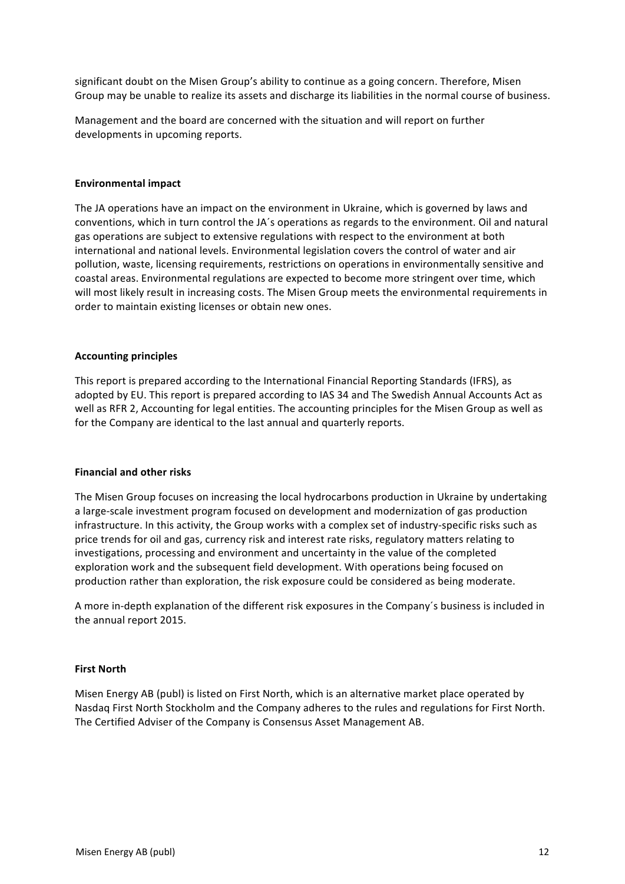significant doubt on the Misen Group's ability to continue as a going concern. Therefore, Misen Group may be unable to realize its assets and discharge its liabilities in the normal course of business.

Management and the board are concerned with the situation and will report on further developments in upcoming reports.

**Environmental impact**

The JA operations have an impact on the environment in Ukraine, which is governed by laws and conventions, which in turn control the JA´s operations as regards to the environment. Oil and natural gas operations are subject to extensive regulations with respect to the environment at both international and national levels. Environmental legislation covers the control of water and air pollution, waste, licensing requirements, restrictions on operations in environmentally sensitive and coastal areas. Environmental regulations are expected to become more stringent over time, which will most likely result in increasing costs. The Misen Group meets the environmental requirements in order to maintain existing licenses or obtain new ones.

**Accounting principles**

This report is prepared according to the International Financial Reporting Standards (IFRS), as adopted by EU. This report is prepared according to IAS 34 and The Swedish Annual Accounts Act as well as RFR 2, Accounting for legal entities. The accounting principles for the Misen Group as well as for the Company are identical to the last annual and quarterly reports.

**Financial and other risks**

The Misen Group focuses on increasing the local hydrocarbons production in Ukraine by undertaking a large-scale investment program focused on development and modernization of gas production infrastructure. In this activity, the Group works with a complex set of industry-specific risks such as price trends for oil and gas, currency risk and interest rate risks, regulatory matters relating to investigations, processing and environment and uncertainty in the value of the completed exploration work and the subsequent field development. With operations being focused on production rather than exploration, the risk exposure could be considered as being moderate.

A more in-depth explanation of the different risk exposures in the Company´s business is included in the annual report 2015.

**First North**

Misen Energy AB (publ) is listed on First North, which is an alternative market place operated by Nasdaq First North Stockholm and the Company adheres to the rules and regulations for First North. The Certified Adviser of the Company is Consensus Asset Management AB.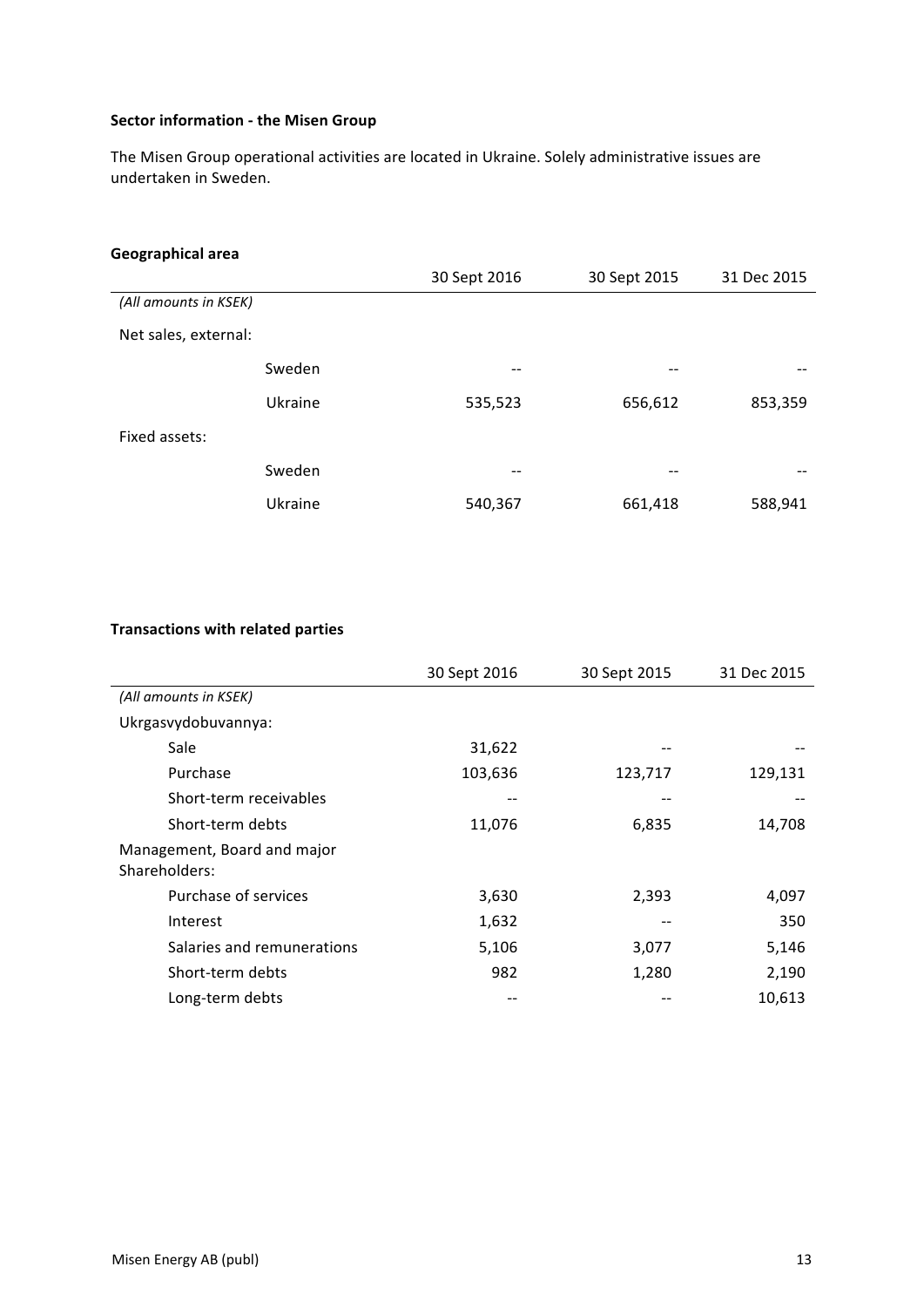### Sector information - the Misen Group

The Misen Group operational activities are located in Ukraine. Solely administrative issues are undertaken in Sweden.

### Geographical area

| | | 30 Sept 2016 | 30 Sept 2015 | 31 Dec 2015 |
|---|---|---|---|---|
| *(All amounts in KSEK)* | | | | |
| Net sales, external: | | | | |
| | Sweden | -- | -- | -- |
| | Ukraine | 535,523 | 656,612 | 853,359 |
| Fixed assets: | | | | |
| | Sweden | -- | -- | -- |
| | Ukraine | 540,367 | 661,418 | 588,941 |

### Transactions with related parties

| | 30 Sept 2016 | 30 Sept 2015 | 31 Dec 2015 |
|---|---|---|---|
| *(All amounts in KSEK)* | | | |
| Ukrgasvydobuvannya: | | | |
| Sale | 31,622 | -- | -- |
| Purchase | 103,636 | 123,717 | 129,131 |
| Short-term receivables | -- | -- | -- |
| Short-term debts | 11,076 | 6,835 | 14,708 |
| Management, Board and major Shareholders: | | | |
| Purchase of services | 3,630 | 2,393 | 4,097 |
| Interest | 1,632 | -- | 350 |
| Salaries and remunerations | 5,106 | 3,077 | 5,146 |
| Short-term debts | 982 | 1,280 | 2,190 |
| Long-term debts | -- | -- | 10,613 |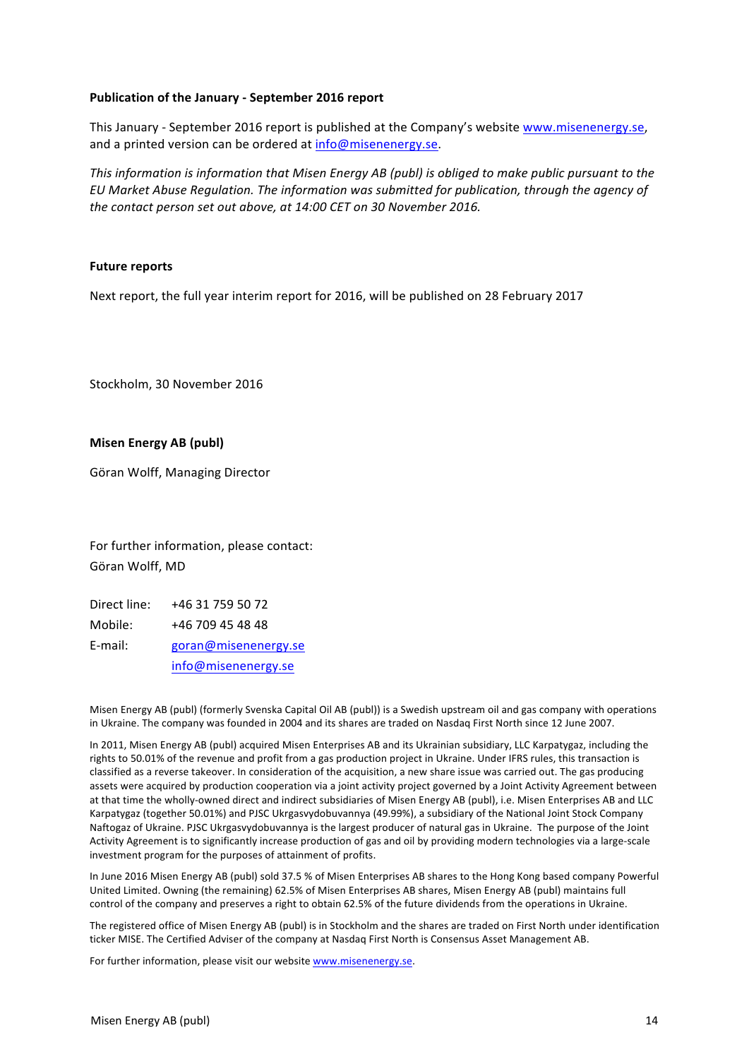**Publication of the January - September 2016 report**

This January - September 2016 report is published at the Company's website www.misenenergy.se, and a printed version can be ordered at info@misenenergy.se.

*This information is information that Misen Energy AB (publ) is obliged to make public pursuant to the EU Market Abuse Regulation. The information was submitted for publication, through the agency of the contact person set out above, at 14:00 CET on 30 November 2016.*

**Future reports**

Next report, the full year interim report for 2016, will be published on 28 February 2017

Stockholm, 30 November 2016

**Misen Energy AB (publ)**

Göran Wolff, Managing Director

For further information, please contact:
Göran Wolff, MD

| | |
|---|---|
| Direct line: | +46 31 759 50 72 |
| Mobile: | +46 709 45 48 48 |
| E-mail: | goran@misenenergy.se |
| | info@misenenergy.se |

Misen Energy AB (publ) (formerly Svenska Capital Oil AB (publ)) is a Swedish upstream oil and gas company with operations in Ukraine. The company was founded in 2004 and its shares are traded on Nasdaq First North since 12 June 2007.

In 2011, Misen Energy AB (publ) acquired Misen Enterprises AB and its Ukrainian subsidiary, LLC Karpatygaz, including the rights to 50.01% of the revenue and profit from a gas production project in Ukraine. Under IFRS rules, this transaction is classified as a reverse takeover. In consideration of the acquisition, a new share issue was carried out. The gas producing assets were acquired by production cooperation via a joint activity project governed by a Joint Activity Agreement between at that time the wholly-owned direct and indirect subsidiaries of Misen Energy AB (publ), i.e. Misen Enterprises AB and LLC Karpatygaz (together 50.01%) and PJSC Ukrgasvydobuvannya (49.99%), a subsidiary of the National Joint Stock Company Naftogaz of Ukraine. PJSC Ukrgasvydobuvannya is the largest producer of natural gas in Ukraine. The purpose of the Joint Activity Agreement is to significantly increase production of gas and oil by providing modern technologies via a large-scale investment program for the purposes of attainment of profits.

In June 2016 Misen Energy AB (publ) sold 37.5 % of Misen Enterprises AB shares to the Hong Kong based company Powerful United Limited. Owning (the remaining) 62.5% of Misen Enterprises AB shares, Misen Energy AB (publ) maintains full control of the company and preserves a right to obtain 62.5% of the future dividends from the operations in Ukraine.

The registered office of Misen Energy AB (publ) is in Stockholm and the shares are traded on First North under identification ticker MISE. The Certified Adviser of the company at Nasdaq First North is Consensus Asset Management AB.

For further information, please visit our website www.misenenergy.se.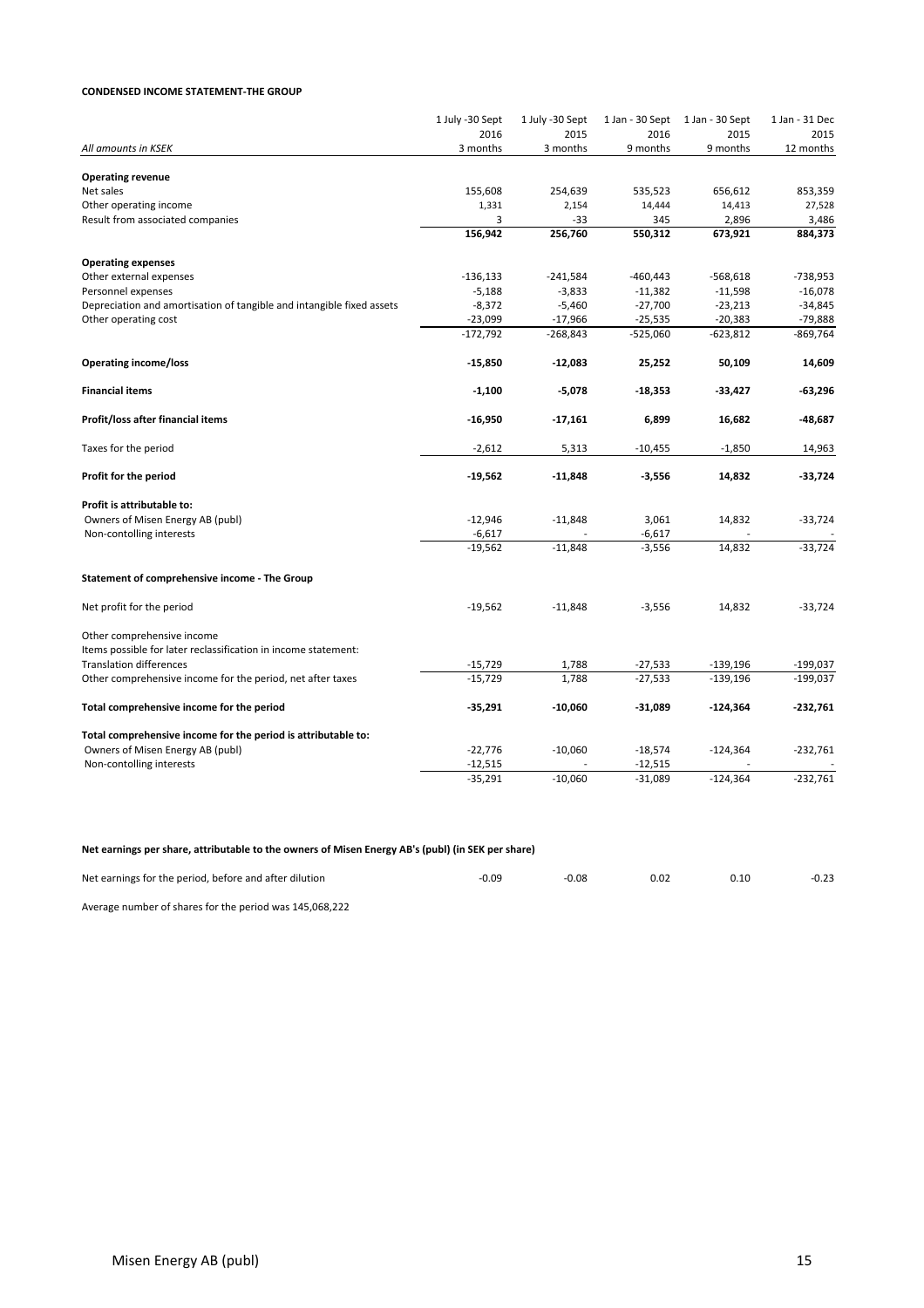**CONDENSED INCOME STATEMENT-THE GROUP**

| *All amounts in KSEK* | 1 July -30 Sept 2016 3 months | 1 July -30 Sept 2015 3 months | 1 Jan - 30 Sept 2016 9 months | 1 Jan - 30 Sept 2015 9 months | 1 Jan - 31 Dec 2015 12 months |
|---|---|---|---|---|---|
| **Operating revenue** | | | | | |
| Net sales | 155,608 | 254,639 | 535,523 | 656,612 | 853,359 |
| Other operating income | 1,331 | 2,154 | 14,444 | 14,413 | 27,528 |
| Result from associated companies | 3 | -33 | 345 | 2,896 | 3,486 |
| | **156,942** | **256,760** | **550,312** | **673,921** | **884,373** |
| **Operating expenses** | | | | | |
| Other external expenses | -136,133 | -241,584 | -460,443 | -568,618 | -738,953 |
| Personnel expenses | -5,188 | -3,833 | -11,382 | -11,598 | -16,078 |
| Depreciation and amortisation of tangible and intangible fixed assets | -8,372 | -5,460 | -27,700 | -23,213 | -34,845 |
| Other operating cost | -23,099 | -17,966 | -25,535 | -20,383 | -79,888 |
| | -172,792 | -268,843 | -525,060 | -623,812 | -869,764 |
| **Operating income/loss** | **-15,850** | **-12,083** | **25,252** | **50,109** | **14,609** |
| **Financial items** | **-1,100** | **-5,078** | **-18,353** | **-33,427** | **-63,296** |
| **Profit/loss after financial items** | **-16,950** | **-17,161** | **6,899** | **16,682** | **-48,687** |
| Taxes for the period | -2,612 | 5,313 | -10,455 | -1,850 | 14,963 |
| **Profit for the period** | **-19,562** | **-11,848** | **-3,556** | **14,832** | **-33,724** |
| **Profit is attributable to:** | | | | | |
| Owners of Misen Energy AB (publ) | -12,946 | -11,848 | 3,061 | 14,832 | -33,724 |
| Non-contolling interests | -6,617 | - | -6,617 | - | - |
| | -19,562 | -11,848 | -3,556 | 14,832 | -33,724 |
| **Statement of comprehensive income - The Group** | | | | | |
| Net profit for the period | -19,562 | -11,848 | -3,556 | 14,832 | -33,724 |
| Other comprehensive income | | | | | |
| Items possible for later reclassification in income statement: | | | | | |
| Translation differences | -15,729 | 1,788 | -27,533 | -139,196 | -199,037 |
| Other comprehensive income for the period, net after taxes | -15,729 | 1,788 | -27,533 | -139,196 | -199,037 |
| **Total comprehensive income for the period** | **-35,291** | **-10,060** | **-31,089** | **-124,364** | **-232,761** |
| **Total comprehensive income for the period is attributable to:** | | | | | |
| Owners of Misen Energy AB (publ) | -22,776 | -10,060 | -18,574 | -124,364 | -232,761 |
| Non-contolling interests | -12,515 | - | -12,515 | - | - |
| | -35,291 | -10,060 | -31,089 | -124,364 | -232,761 |

**Net earnings per share, attributable to the owners of Misen Energy AB's (publ) (in SEK per share)**

| | | | | | |
|---|---|---|---|---|---|
| Net earnings for the period, before and after dilution | -0.09 | -0.08 | 0.02 | 0.10 | -0.23 |

Average number of shares for the period was 145,068,222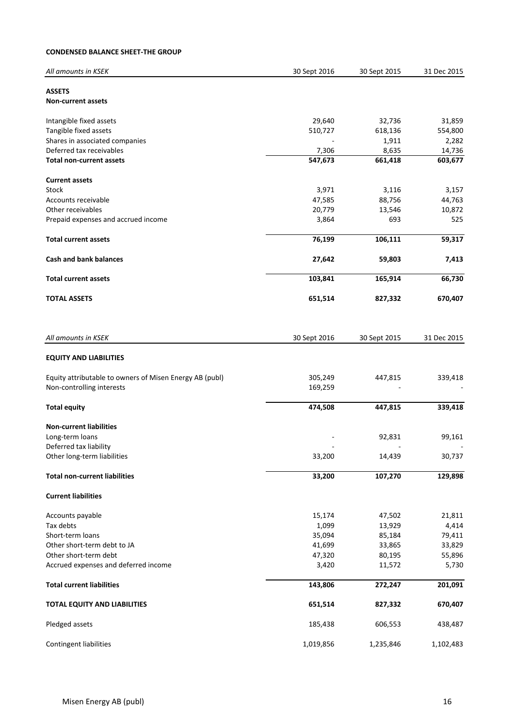**CONDENSED BALANCE SHEET-THE GROUP**

| *All amounts in KSEK* | 30 Sept 2016 | 30 Sept 2015 | 31 Dec 2015 |
|---|---|---|---|
| **ASSETS** | | | |
| **Non-current assets** | | | |
| Intangible fixed assets | 29,640 | 32,736 | 31,859 |
| Tangible fixed assets | 510,727 | 618,136 | 554,800 |
| Shares in associated companies | - | 1,911 | 2,282 |
| Deferred tax receivables | 7,306 | 8,635 | 14,736 |
| **Total non-current assets** | **547,673** | **661,418** | **603,677** |
| **Current assets** | | | |
| Stock | 3,971 | 3,116 | 3,157 |
| Accounts receivable | 47,585 | 88,756 | 44,763 |
| Other receivables | 20,779 | 13,546 | 10,872 |
| Prepaid expenses and accrued income | 3,864 | 693 | 525 |
| **Total current assets** | **76,199** | **106,111** | **59,317** |
| **Cash and bank balances** | **27,642** | **59,803** | **7,413** |
| **Total current assets** | **103,841** | **165,914** | **66,730** |
| **TOTAL ASSETS** | **651,514** | **827,332** | **670,407** |

| *All amounts in KSEK* | 30 Sept 2016 | 30 Sept 2015 | 31 Dec 2015 |
|---|---|---|---|
| **EQUITY AND LIABILITIES** | | | |
| Equity attributable to owners of Misen Energy AB (publ) | 305,249 | 447,815 | 339,418 |
| Non-controlling interests | 169,259 | - | - |
| **Total equity** | **474,508** | **447,815** | **339,418** |
| **Non-current liabilities** | | | |
| Long-term loans | - | 92,831 | 99,161 |
| Deferred tax liability | - | - | - |
| Other long-term liabilities | 33,200 | 14,439 | 30,737 |
| **Total non-current liabilities** | **33,200** | **107,270** | **129,898** |
| **Current liabilities** | | | |
| Accounts payable | 15,174 | 47,502 | 21,811 |
| Tax debts | 1,099 | 13,929 | 4,414 |
| Short-term loans | 35,094 | 85,184 | 79,411 |
| Other short-term debt to JA | 41,699 | 33,865 | 33,829 |
| Other short-term debt | 47,320 | 80,195 | 55,896 |
| Accrued expenses and deferred income | 3,420 | 11,572 | 5,730 |
| **Total current liabilities** | **143,806** | **272,247** | **201,091** |
| **TOTAL EQUITY AND LIABILITIES** | **651,514** | **827,332** | **670,407** |
| Pledged assets | 185,438 | 606,553 | 438,487 |
| Contingent liabilities | 1,019,856 | 1,235,846 | 1,102,483 |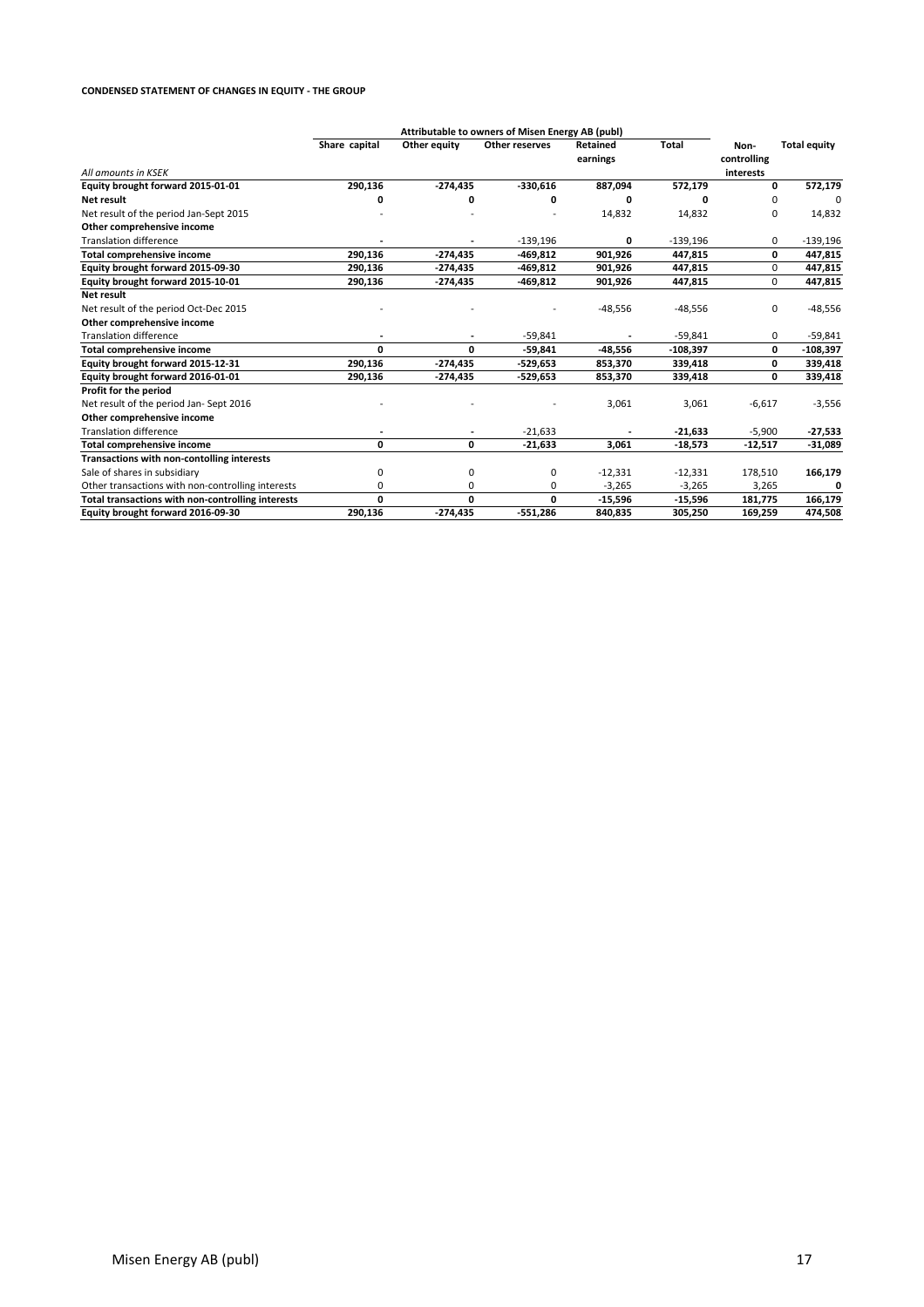**CONDENSED STATEMENT OF CHANGES IN EQUITY - THE GROUP**

| | Attributable to owners of Misen Energy AB (publ) | | | | | | |
|---|---|---|---|---|---|---|---|
| *All amounts in KSEK* | Share capital | Other equity | Other reserves | Retained earnings | Total | Non-controlling interests | Total equity |
| **Equity brought forward 2015-01-01** | **290,136** | **-274,435** | **-330,616** | **887,094** | **572,179** | **0** | **572,179** |
| **Net result** | **0** | **0** | **0** | **0** | **0** | 0 | 0 |
| Net result of the period Jan-Sept 2015 | - | - | - | 14,832 | 14,832 | 0 | 14,832 |
| **Other comprehensive income** | | | | | | | |
| Translation difference | - | - | -139,196 | **0** | -139,196 | 0 | -139,196 |
| **Total comprehensive income** | **290,136** | **-274,435** | **-469,812** | **901,926** | **447,815** | **0** | **447,815** |
| **Equity brought forward 2015-09-30** | **290,136** | **-274,435** | **-469,812** | **901,926** | **447,815** | 0 | **447,815** |
| **Equity brought forward 2015-10-01** | **290,136** | **-274,435** | **-469,812** | **901,926** | **447,815** | 0 | **447,815** |
| **Net result** | | | | | | | |
| Net result of the period Oct-Dec 2015 | - | - | - | -48,556 | -48,556 | 0 | -48,556 |
| **Other comprehensive income** | | | | | | | |
| Translation difference | - | - | -59,841 | - | -59,841 | 0 | -59,841 |
| **Total comprehensive income** | **0** | **0** | **-59,841** | **-48,556** | **-108,397** | **0** | **-108,397** |
| **Equity brought forward 2015-12-31** | **290,136** | **-274,435** | **-529,653** | **853,370** | **339,418** | **0** | **339,418** |
| **Equity brought forward 2016-01-01** | **290,136** | **-274,435** | **-529,653** | **853,370** | **339,418** | **0** | **339,418** |
| **Profit for the period** | | | | | | | |
| Net result of the period Jan- Sept 2016 | - | - | - | 3,061 | 3,061 | -6,617 | -3,556 |
| **Other comprehensive income** | | | | | | | |
| Translation difference | - | - | -21,633 | - | **-21,633** | -5,900 | **-27,533** |
| **Total comprehensive income** | **0** | **0** | **-21,633** | **3,061** | **-18,573** | **-12,517** | **-31,089** |
| **Transactions with non-contolling interests** | | | | | | | |
| Sale of shares in subsidiary | 0 | 0 | 0 | -12,331 | -12,331 | 178,510 | **166,179** |
| Other transactions with non-controlling interests | 0 | 0 | 0 | -3,265 | -3,265 | 3,265 | **0** |
| **Total transactions with non-controlling interests** | **0** | **0** | **0** | **-15,596** | **-15,596** | **181,775** | **166,179** |
| **Equity brought forward 2016-09-30** | **290,136** | **-274,435** | **-551,286** | **840,835** | **305,250** | **169,259** | **474,508** |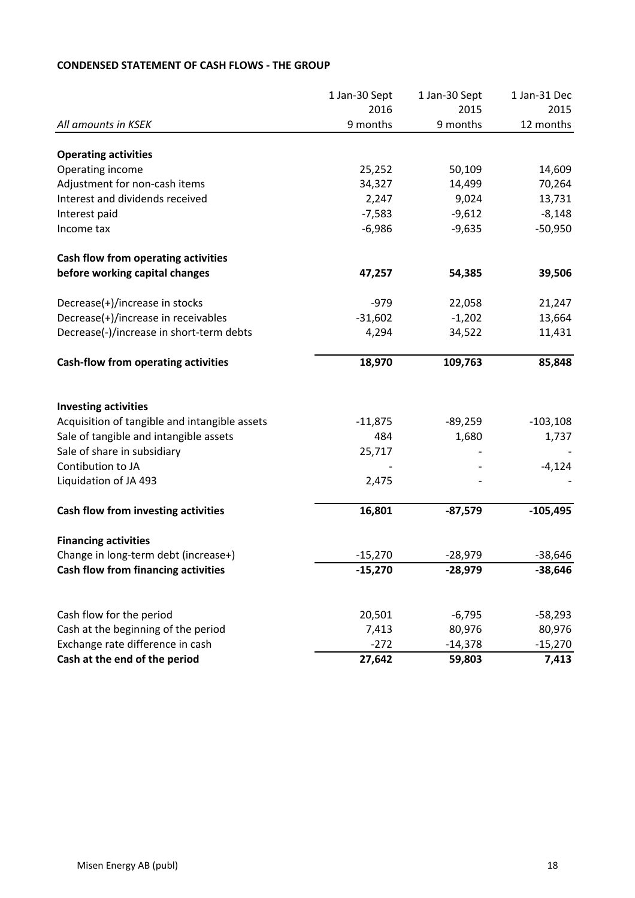**CONDENSED STATEMENT OF CASH FLOWS - THE GROUP**

| *All amounts in KSEK* | 1 Jan-30 Sept 2016 9 months | 1 Jan-30 Sept 2015 9 months | 1 Jan-31 Dec 2015 12 months |
|---|---|---|---|
| **Operating activities** | | | |
| Operating income | 25,252 | 50,109 | 14,609 |
| Adjustment for non-cash items | 34,327 | 14,499 | 70,264 |
| Interest and dividends received | 2,247 | 9,024 | 13,731 |
| Interest paid | -7,583 | -9,612 | -8,148 |
| Income tax | -6,986 | -9,635 | -50,950 |
| **Cash flow from operating activities before working capital changes** | **47,257** | **54,385** | **39,506** |
| Decrease(+)/increase in stocks | -979 | 22,058 | 21,247 |
| Decrease(+)/increase in receivables | -31,602 | -1,202 | 13,664 |
| Decrease(-)/increase in short-term debts | 4,294 | 34,522 | 11,431 |
| **Cash-flow from operating activities** | **18,970** | **109,763** | **85,848** |
| **Investing activities** | | | |
| Acquisition of tangible and intangible assets | -11,875 | -89,259 | -103,108 |
| Sale of tangible and intangible assets | 484 | 1,680 | 1,737 |
| Sale of share in subsidiary | 25,717 | - | - |
| Contibution to JA | - | - | -4,124 |
| Liquidation of JA 493 | 2,475 | - | - |
| **Cash flow from investing activities** | **16,801** | **-87,579** | **-105,495** |
| **Financing activities** | | | |
| Change in long-term debt (increase+) | -15,270 | -28,979 | -38,646 |
| **Cash flow from financing activities** | **-15,270** | **-28,979** | **-38,646** |
| Cash flow for the period | 20,501 | -6,795 | -58,293 |
| Cash at the beginning of the period | 7,413 | 80,976 | 80,976 |
| Exchange rate difference in cash | -272 | -14,378 | -15,270 |
| **Cash at the end of the period** | **27,642** | **59,803** | **7,413** |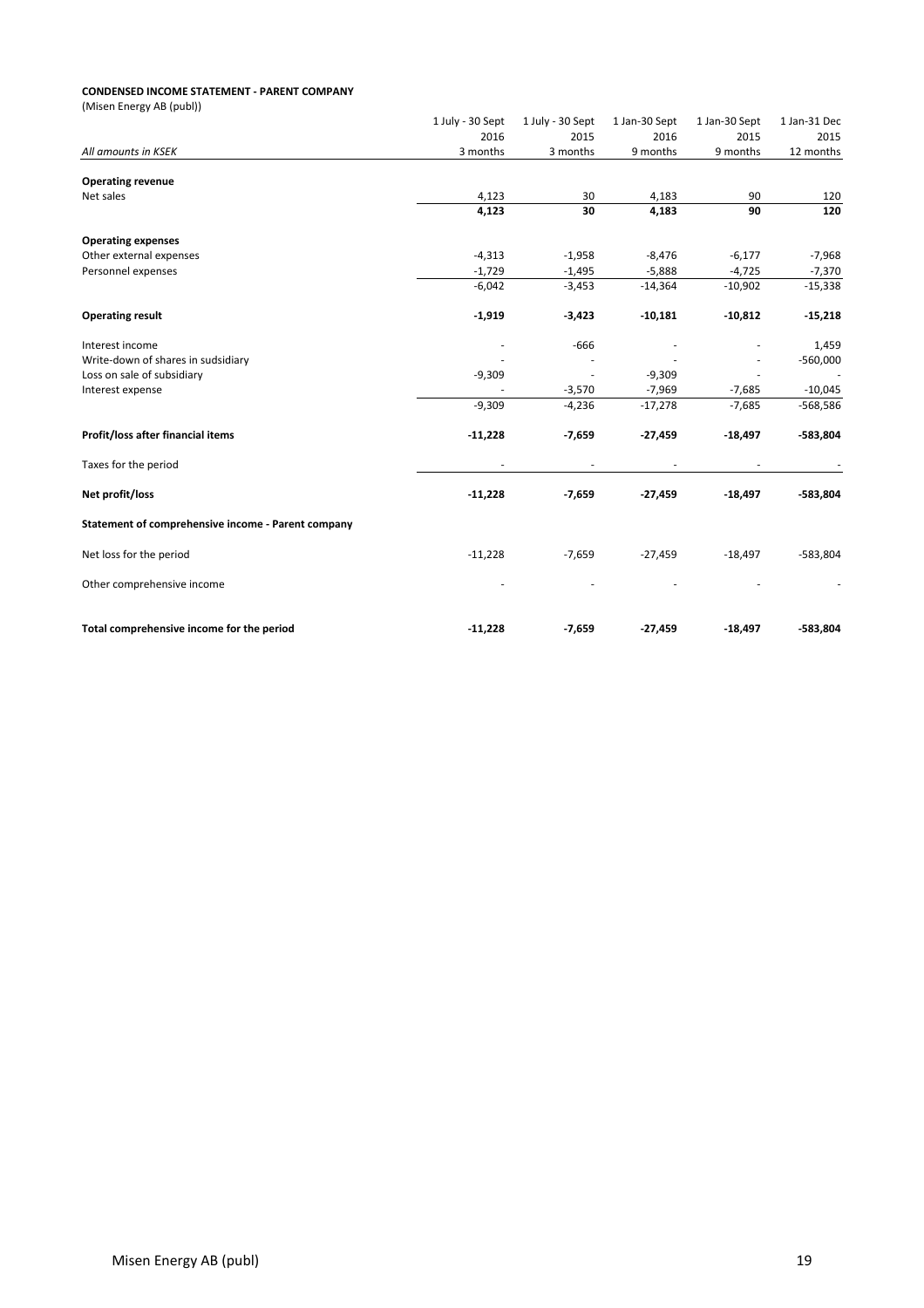**CONDENSED INCOME STATEMENT - PARENT COMPANY**

(Misen Energy AB (publ))

| All amounts in KSEK | 1 July - 30 Sept 2016 3 months | 1 July - 30 Sept 2015 3 months | 1 Jan-30 Sept 2016 9 months | 1 Jan-30 Sept 2015 9 months | 1 Jan-31 Dec 2015 12 months |
|---|---|---|---|---|---|
| **Operating revenue** | | | | | |
| Net sales | 4,123 | 30 | 4,183 | 90 | 120 |
| | **4,123** | **30** | **4,183** | **90** | **120** |
| **Operating expenses** | | | | | |
| Other external expenses | -4,313 | -1,958 | -8,476 | -6,177 | -7,968 |
| Personnel expenses | -1,729 | -1,495 | -5,888 | -4,725 | -7,370 |
| | -6,042 | -3,453 | -14,364 | -10,902 | -15,338 |
| **Operating result** | **-1,919** | **-3,423** | **-10,181** | **-10,812** | **-15,218** |
| Interest income | - | -666 | - | - | 1,459 |
| Write-down of shares in sudsidiary | - | - | - | - | -560,000 |
| Loss on sale of subsidiary | -9,309 | - | -9,309 | - | - |
| Interest expense | - | -3,570 | -7,969 | -7,685 | -10,045 |
| | -9,309 | -4,236 | -17,278 | -7,685 | -568,586 |
| **Profit/loss after financial items** | **-11,228** | **-7,659** | **-27,459** | **-18,497** | **-583,804** |
| Taxes for the period | - | - | - | - | - |
| **Net profit/loss** | **-11,228** | **-7,659** | **-27,459** | **-18,497** | **-583,804** |
| **Statement of comprehensive income - Parent company** | | | | | |
| Net loss for the period | -11,228 | -7,659 | -27,459 | -18,497 | -583,804 |
| Other comprehensive income | - | - | - | - | - |
| **Total comprehensive income for the period** | **-11,228** | **-7,659** | **-27,459** | **-18,497** | **-583,804** |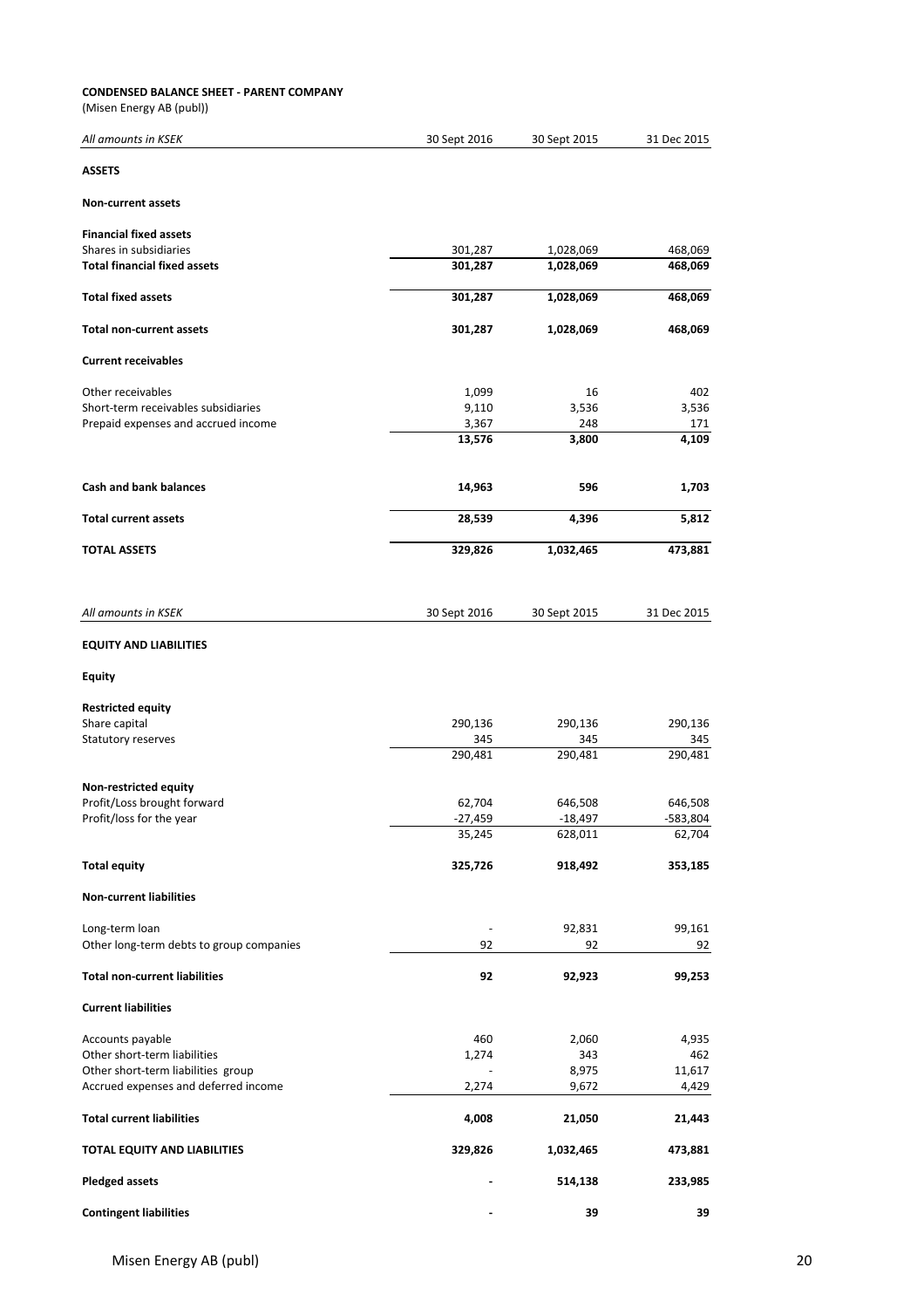**CONDENSED BALANCE SHEET - PARENT COMPANY**
(Misen Energy AB (publ))

| *All amounts in KSEK* | 30 Sept 2016 | 30 Sept 2015 | 31 Dec 2015 |
|---|---|---|---|
| **ASSETS** | | | |
| **Non-current assets** | | | |
| **Financial fixed assets** | | | |
| Shares in subsidiaries | 301,287 | 1,028,069 | 468,069 |
| **Total financial fixed assets** | **301,287** | **1,028,069** | **468,069** |
| **Total fixed assets** | **301,287** | **1,028,069** | **468,069** |
| **Total non-current assets** | **301,287** | **1,028,069** | **468,069** |
| **Current receivables** | | | |
| Other receivables | 1,099 | 16 | 402 |
| Short-term receivables subsidiaries | 9,110 | 3,536 | 3,536 |
| Prepaid expenses and accrued income | 3,367 | 248 | 171 |
| | **13,576** | **3,800** | **4,109** |
| **Cash and bank balances** | **14,963** | **596** | **1,703** |
| **Total current assets** | **28,539** | **4,396** | **5,812** |
| **TOTAL ASSETS** | **329,826** | **1,032,465** | **473,881** |

| *All amounts in KSEK* | 30 Sept 2016 | 30 Sept 2015 | 31 Dec 2015 |
|---|---|---|---|
| **EQUITY AND LIABILITIES** | | | |
| **Equity** | | | |
| **Restricted equity** | | | |
| Share capital | 290,136 | 290,136 | 290,136 |
| Statutory reserves | 345 | 345 | 345 |
| | 290,481 | 290,481 | 290,481 |
| **Non-restricted equity** | | | |
| Profit/Loss brought forward | 62,704 | 646,508 | 646,508 |
| Profit/loss for the year | -27,459 | -18,497 | -583,804 |
| | 35,245 | 628,011 | 62,704 |
| **Total equity** | **325,726** | **918,492** | **353,185** |
| **Non-current liabilities** | | | |
| Long-term loan | - | 92,831 | 99,161 |
| Other long-term debts to group companies | 92 | 92 | 92 |
| **Total non-current liabilities** | **92** | **92,923** | **99,253** |
| **Current liabilities** | | | |
| Accounts payable | 460 | 2,060 | 4,935 |
| Other short-term liabilities | 1,274 | 343 | 462 |
| Other short-term liabilities group | - | 8,975 | 11,617 |
| Accrued expenses and deferred income | 2,274 | 9,672 | 4,429 |
| **Total current liabilities** | **4,008** | **21,050** | **21,443** |
| **TOTAL EQUITY AND LIABILITIES** | **329,826** | **1,032,465** | **473,881** |
| **Pledged assets** | **-** | **514,138** | **233,985** |
| **Contingent liabilities** | **-** | **39** | **39** |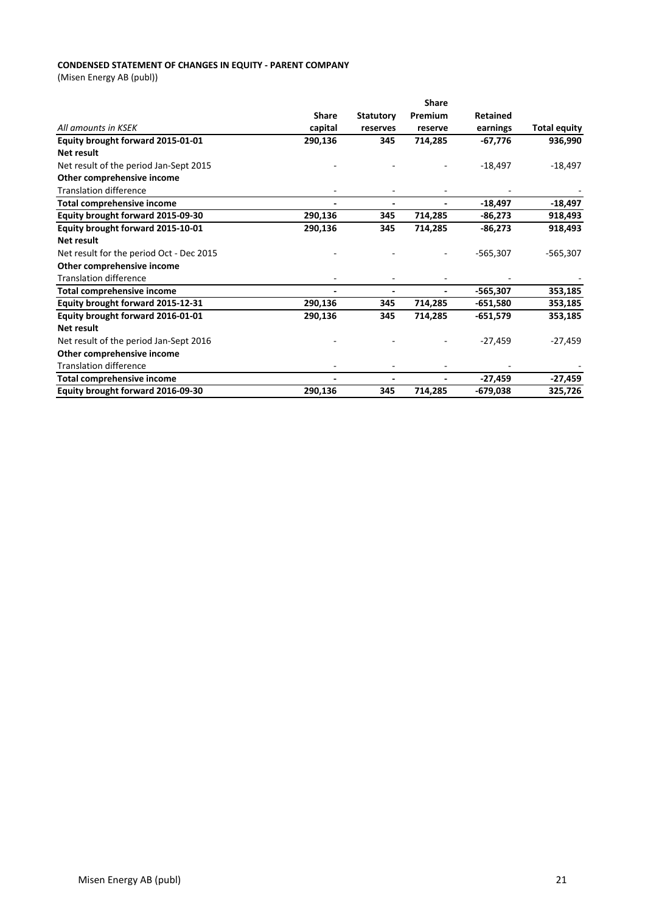**CONDENSED STATEMENT OF CHANGES IN EQUITY - PARENT COMPANY**
(Misen Energy AB (publ))

| *All amounts in KSEK* | Share capital | Statutory reserves | Share Premium reserve | Retained earnings | Total equity |
|---|---|---|---|---|---|
| **Equity brought forward 2015-01-01** | **290,136** | **345** | **714,285** | **-67,776** | **936,990** |
| **Net result** | | | | | |
| Net result of the period Jan-Sept 2015 | - | - | - | -18,497 | -18,497 |
| **Other comprehensive income** | | | | | |
| Translation difference | - | - | - | - | - |
| **Total comprehensive income** | **-** | **-** | **-** | **-18,497** | **-18,497** |
| **Equity brought forward 2015-09-30** | **290,136** | **345** | **714,285** | **-86,273** | **918,493** |
| **Equity brought forward 2015-10-01** | **290,136** | **345** | **714,285** | **-86,273** | **918,493** |
| **Net result** | | | | | |
| Net result for the period Oct - Dec 2015 | - | - | - | -565,307 | -565,307 |
| **Other comprehensive income** | | | | | |
| Translation difference | - | - | - | - | - |
| **Total comprehensive income** | **-** | **-** | **-** | **-565,307** | **353,185** |
| **Equity brought forward 2015-12-31** | **290,136** | **345** | **714,285** | **-651,580** | **353,185** |
| **Equity brought forward 2016-01-01** | **290,136** | **345** | **714,285** | **-651,579** | **353,185** |
| **Net result** | | | | | |
| Net result of the period Jan-Sept 2016 | - | - | - | -27,459 | -27,459 |
| **Other comprehensive income** | | | | | |
| Translation difference | - | - | - | - | - |
| **Total comprehensive income** | **-** | **-** | **-** | **-27,459** | **-27,459** |
| **Equity brought forward 2016-09-30** | **290,136** | **345** | **714,285** | **-679,038** | **325,726** |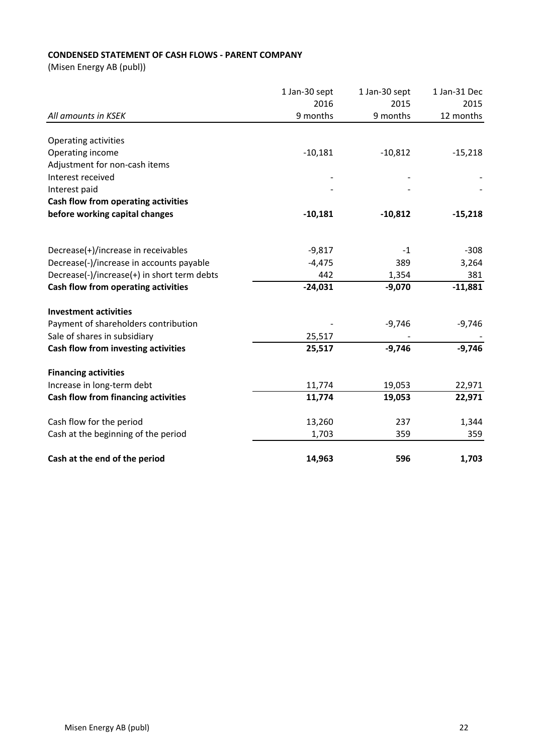**CONDENSED STATEMENT OF CASH FLOWS - PARENT COMPANY**

(Misen Energy AB (publ))

| *All amounts in KSEK* | 1 Jan-30 sept 2016 9 months | 1 Jan-30 sept 2015 9 months | 1 Jan-31 Dec 2015 12 months |
|---|---|---|---|
| Operating activities | | | |
| Operating income | -10,181 | -10,812 | -15,218 |
| Adjustment for non-cash items | | | |
| Interest received | - | - | - |
| Interest paid | - | - | - |
| **Cash flow from operating activities before working capital changes** | **-10,181** | **-10,812** | **-15,218** |
| | | | |
| Decrease(+)/increase in receivables | -9,817 | -1 | -308 |
| Decrease(-)/increase in accounts payable | -4,475 | 389 | 3,264 |
| Decrease(-)/increase(+) in short term debts | 442 | 1,354 | 381 |
| **Cash flow from operating activities** | **-24,031** | **-9,070** | **-11,881** |
| | | | |
| **Investment activities** | | | |
| Payment of shareholders contribution | - | -9,746 | -9,746 |
| Sale of shares in subsidiary | 25,517 | - | - |
| **Cash flow from investing activities** | **25,517** | **-9,746** | **-9,746** |
| | | | |
| **Financing activities** | | | |
| Increase in long-term debt | 11,774 | 19,053 | 22,971 |
| **Cash flow from financing activities** | **11,774** | **19,053** | **22,971** |
| | | | |
| Cash flow for the period | 13,260 | 237 | 1,344 |
| Cash at the beginning of the period | 1,703 | 359 | 359 |
| | | | |
| **Cash at the end of the period** | **14,963** | **596** | **1,703** |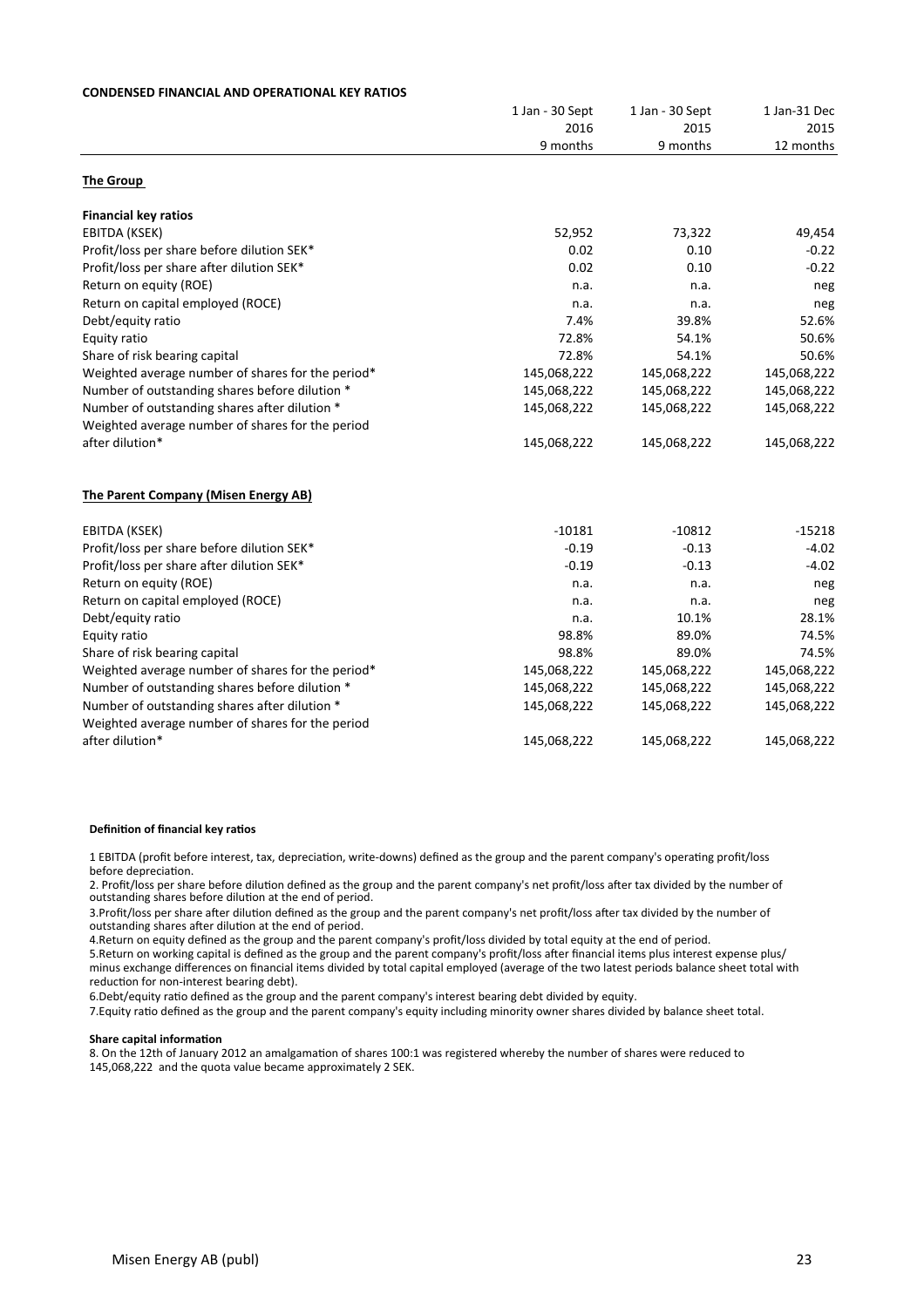**CONDENSED FINANCIAL AND OPERATIONAL KEY RATIOS**

| | 1 Jan - 30 Sept 2016 9 months | 1 Jan - 30 Sept 2015 9 months | 1 Jan-31 Dec 2015 12 months |
|---|---|---|---|
| **The Group** | | | |
| **Financial key ratios** | | | |
| EBITDA (KSEK) | 52,952 | 73,322 | 49,454 |
| Profit/loss per share before dilution SEK* | 0.02 | 0.10 | -0.22 |
| Profit/loss per share after dilution SEK* | 0.02 | 0.10 | -0.22 |
| Return on equity (ROE) | n.a. | n.a. | neg |
| Return on capital employed (ROCE) | n.a. | n.a. | neg |
| Debt/equity ratio | 7.4% | 39.8% | 52.6% |
| Equity ratio | 72.8% | 54.1% | 50.6% |
| Share of risk bearing capital | 72.8% | 54.1% | 50.6% |
| Weighted average number of shares for the period* | 145,068,222 | 145,068,222 | 145,068,222 |
| Number of outstanding shares before dilution * | 145,068,222 | 145,068,222 | 145,068,222 |
| Number of outstanding shares after dilution * | 145,068,222 | 145,068,222 | 145,068,222 |
| Weighted average number of shares for the period after dilution* | 145,068,222 | 145,068,222 | 145,068,222 |
| **The Parent Company (Misen Energy AB)** | | | |
| EBITDA (KSEK) | -10181 | -10812 | -15218 |
| Profit/loss per share before dilution SEK* | -0.19 | -0.13 | -4.02 |
| Profit/loss per share after dilution SEK* | -0.19 | -0.13 | -4.02 |
| Return on equity (ROE) | n.a. | n.a. | neg |
| Return on capital employed (ROCE) | n.a. | n.a. | neg |
| Debt/equity ratio | n.a. | 10.1% | 28.1% |
| Equity ratio | 98.8% | 89.0% | 74.5% |
| Share of risk bearing capital | 98.8% | 89.0% | 74.5% |
| Weighted average number of shares for the period* | 145,068,222 | 145,068,222 | 145,068,222 |
| Number of outstanding shares before dilution * | 145,068,222 | 145,068,222 | 145,068,222 |
| Number of outstanding shares after dilution * | 145,068,222 | 145,068,222 | 145,068,222 |
| Weighted average number of shares for the period after dilution* | 145,068,222 | 145,068,222 | 145,068,222 |

**Definition of financial key ratios**

1 EBITDA (profit before interest, tax, depreciation, write-downs) defined as the group and the parent company's operating profit/loss before depreciation.

2. Profit/loss per share before dilution defined as the group and the parent company's net profit/loss after tax divided by the number of outstanding shares before dilution at the end of period.

3.Profit/loss per share after dilution defined as the group and the parent company's net profit/loss after tax divided by the number of outstanding shares after dilution at the end of period.

4.Return on equity defined as the group and the parent company's profit/loss divided by total equity at the end of period.

5.Return on working capital is defined as the group and the parent company's profit/loss after financial items plus interest expense plus/ minus exchange differences on financial items divided by total capital employed (average of the two latest periods balance sheet total with reduction for non-interest bearing debt).

6.Debt/equity ratio defined as the group and the parent company's interest bearing debt divided by equity.

7.Equity ratio defined as the group and the parent company's equity including minority owner shares divided by balance sheet total.

**Share capital information**

8. On the 12th of January 2012 an amalgamation of shares 100:1 was registered whereby the number of shares were reduced to 145,068,222 and the quota value became approximately 2 SEK.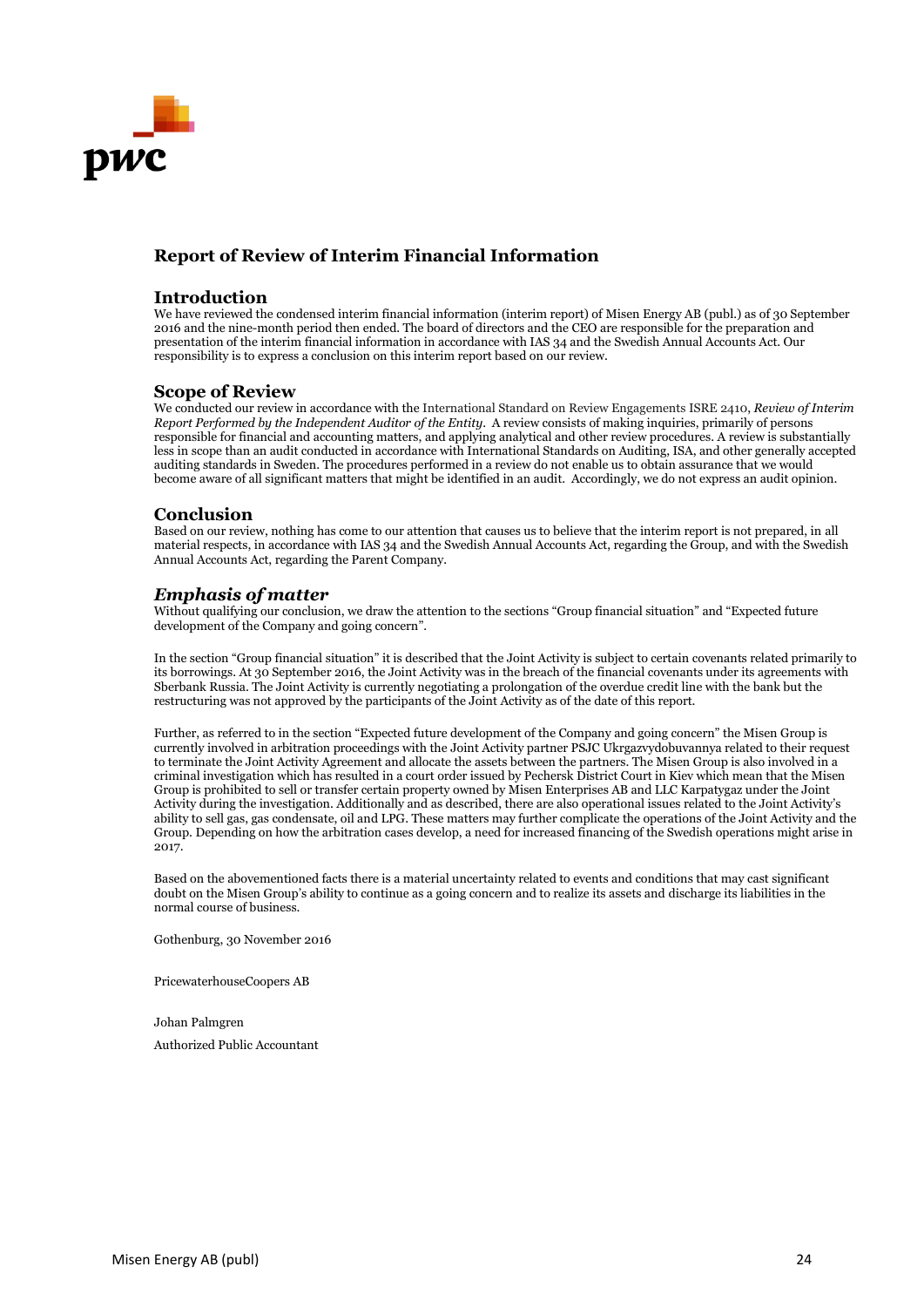# Report of Review of Interim Financial Information

## Introduction

We have reviewed the condensed interim financial information (interim report) of Misen Energy AB (publ.) as of 30 September 2016 and the nine-month period then ended. The board of directors and the CEO are responsible for the preparation and presentation of the interim financial information in accordance with IAS 34 and the Swedish Annual Accounts Act. Our responsibility is to express a conclusion on this interim report based on our review.

## Scope of Review

We conducted our review in accordance with the International Standard on Review Engagements ISRE 2410, *Review of Interim Report Performed by the Independent Auditor of the Entity*. A review consists of making inquiries, primarily of persons responsible for financial and accounting matters, and applying analytical and other review procedures. A review is substantially less in scope than an audit conducted in accordance with International Standards on Auditing, ISA, and other generally accepted auditing standards in Sweden. The procedures performed in a review do not enable us to obtain assurance that we would become aware of all significant matters that might be identified in an audit. Accordingly, we do not express an audit opinion.

## Conclusion

Based on our review, nothing has come to our attention that causes us to believe that the interim report is not prepared, in all material respects, in accordance with IAS 34 and the Swedish Annual Accounts Act, regarding the Group, and with the Swedish Annual Accounts Act, regarding the Parent Company.

## *Emphasis of matter*

Without qualifying our conclusion, we draw the attention to the sections "Group financial situation" and "Expected future development of the Company and going concern".

In the section "Group financial situation" it is described that the Joint Activity is subject to certain covenants related primarily to its borrowings. At 30 September 2016, the Joint Activity was in the breach of the financial covenants under its agreements with Sberbank Russia. The Joint Activity is currently negotiating a prolongation of the overdue credit line with the bank but the restructuring was not approved by the participants of the Joint Activity as of the date of this report.

Further, as referred to in the section "Expected future development of the Company and going concern" the Misen Group is currently involved in arbitration proceedings with the Joint Activity partner PSJC Ukrgazvydobuvannya related to their request to terminate the Joint Activity Agreement and allocate the assets between the partners. The Misen Group is also involved in a criminal investigation which has resulted in a court order issued by Pechersk District Court in Kiev which mean that the Misen Group is prohibited to sell or transfer certain property owned by Misen Enterprises AB and LLC Karpatygaz under the Joint Activity during the investigation. Additionally and as described, there are also operational issues related to the Joint Activity's ability to sell gas, gas condensate, oil and LPG. These matters may further complicate the operations of the Joint Activity and the Group. Depending on how the arbitration cases develop, a need for increased financing of the Swedish operations might arise in 2017.

Based on the abovementioned facts there is a material uncertainty related to events and conditions that may cast significant doubt on the Misen Group's ability to continue as a going concern and to realize its assets and discharge its liabilities in the normal course of business.

Gothenburg, 30 November 2016

PricewaterhouseCoopers AB

Johan Palmgren

Authorized Public Accountant